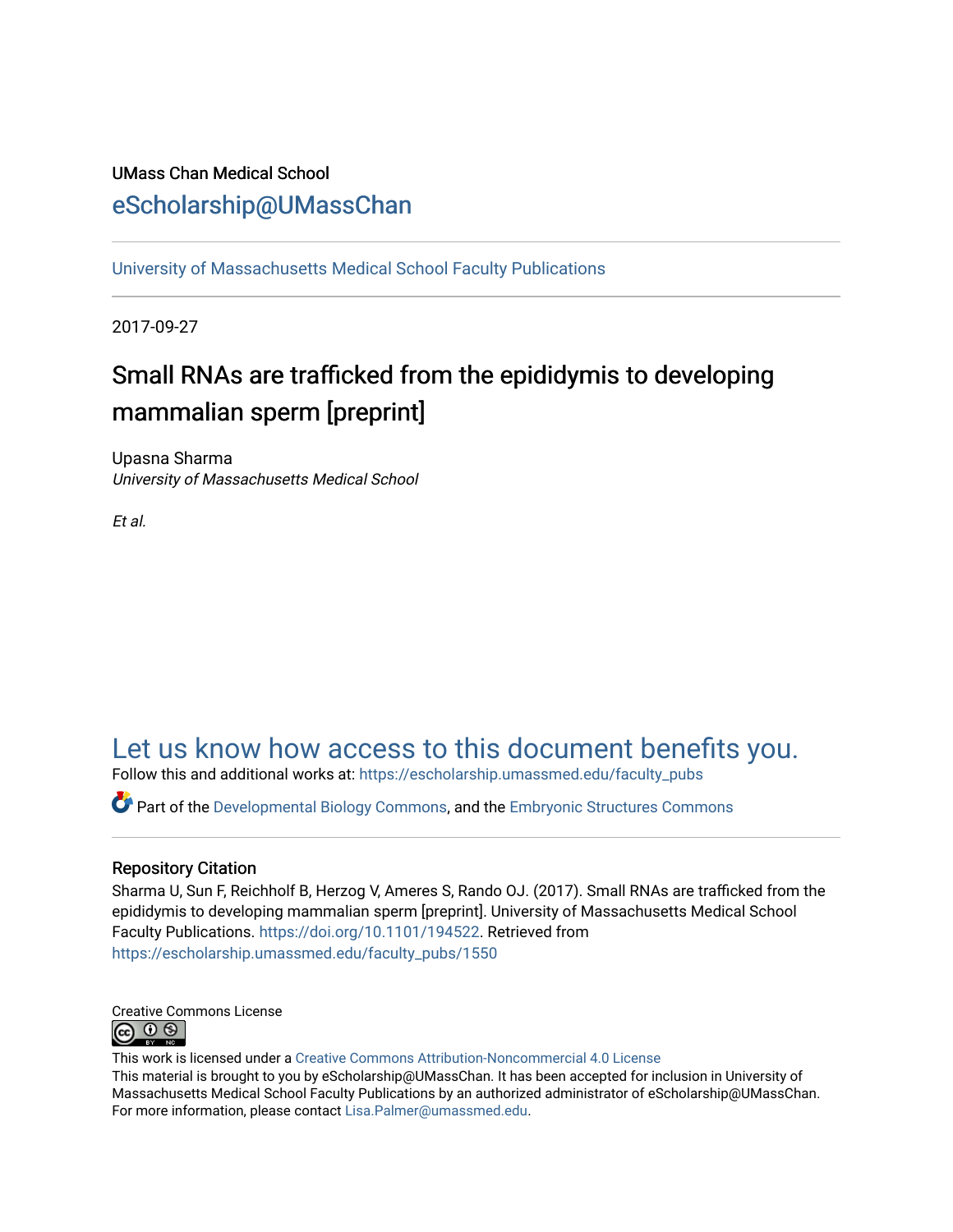UMass Chan Medical School

## eScholarship@UMassChan

University of Massachusetts Medical School Faculty Publications

2017-09-27

# Small RNAs are trafficked from the epididymis to developing mammalian sperm [preprint]

Upasna Sharma
*University of Massachusetts Medical School*

*Et al.*

## Let us know how access to this document benefits you.

Follow this and additional works at: https://escholarship.umassmed.edu/faculty_pubs

Part of the Developmental Biology Commons, and the Embryonic Structures Commons

### Repository Citation

Sharma U, Sun F, Reichholf B, Herzog V, Ameres S, Rando OJ. (2017). Small RNAs are trafficked from the epididymis to developing mammalian sperm [preprint]. University of Massachusetts Medical School Faculty Publications. https://doi.org/10.1101/194522. Retrieved from https://escholarship.umassmed.edu/faculty_pubs/1550

Creative Commons License

This work is licensed under a Creative Commons Attribution-Noncommercial 4.0 License
This material is brought to you by eScholarship@UMassChan. It has been accepted for inclusion in University of Massachusetts Medical School Faculty Publications by an authorized administrator of eScholarship@UMassChan. For more information, please contact Lisa.Palmer@umassmed.edu.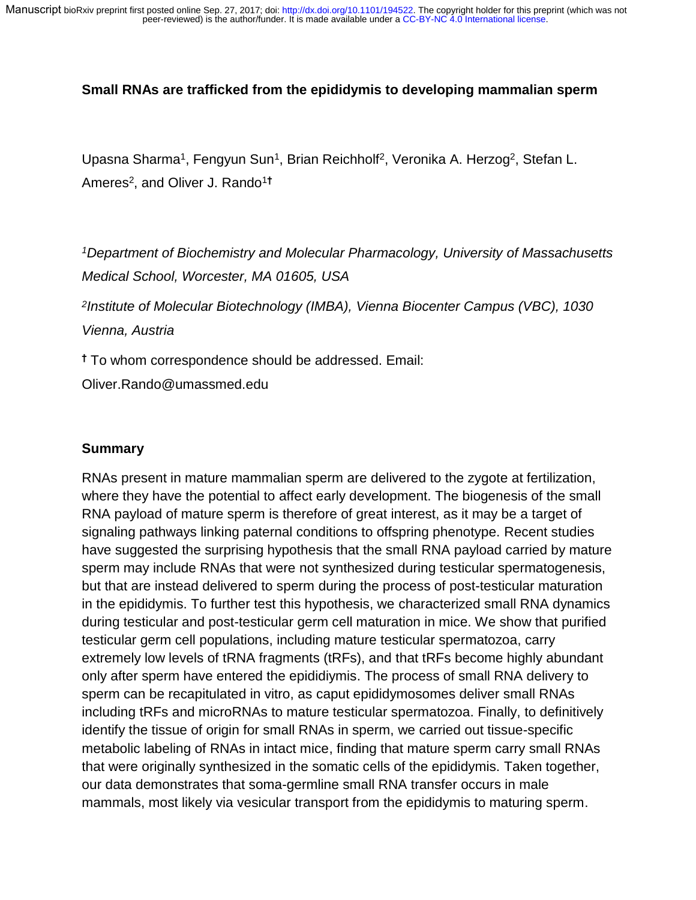**Small RNAs are trafficked from the epididymis to developing mammalian sperm**

Upasna Sharma[1], Fengyun Sun[1], Brian Reichholf[2], Veronika A. Herzog[2], Stefan L. Ameres[2], and Oliver J. Rando[1†]

*[1]Department of Biochemistry and Molecular Pharmacology, University of Massachusetts Medical School, Worcester, MA 01605, USA*

*[2]Institute of Molecular Biotechnology (IMBA), Vienna Biocenter Campus (VBC), 1030 Vienna, Austria*

[†] To whom correspondence should be addressed. Email: Oliver.Rando@umassmed.edu

## Summary

RNAs present in mature mammalian sperm are delivered to the zygote at fertilization, where they have the potential to affect early development. The biogenesis of the small RNA payload of mature sperm is therefore of great interest, as it may be a target of signaling pathways linking paternal conditions to offspring phenotype. Recent studies have suggested the surprising hypothesis that the small RNA payload carried by mature sperm may include RNAs that were not synthesized during testicular spermatogenesis, but that are instead delivered to sperm during the process of post-testicular maturation in the epididymis. To further test this hypothesis, we characterized small RNA dynamics during testicular and post-testicular germ cell maturation in mice. We show that purified testicular germ cell populations, including mature testicular spermatozoa, carry extremely low levels of tRNA fragments (tRFs), and that tRFs become highly abundant only after sperm have entered the epididiymis. The process of small RNA delivery to sperm can be recapitulated in vitro, as caput epididymosomes deliver small RNAs including tRFs and microRNAs to mature testicular spermatozoa. Finally, to definitively identify the tissue of origin for small RNAs in sperm, we carried out tissue-specific metabolic labeling of RNAs in intact mice, finding that mature sperm carry small RNAs that were originally synthesized in the somatic cells of the epididymis. Taken together, our data demonstrates that soma-germline small RNA transfer occurs in male mammals, most likely via vesicular transport from the epididymis to maturing sperm.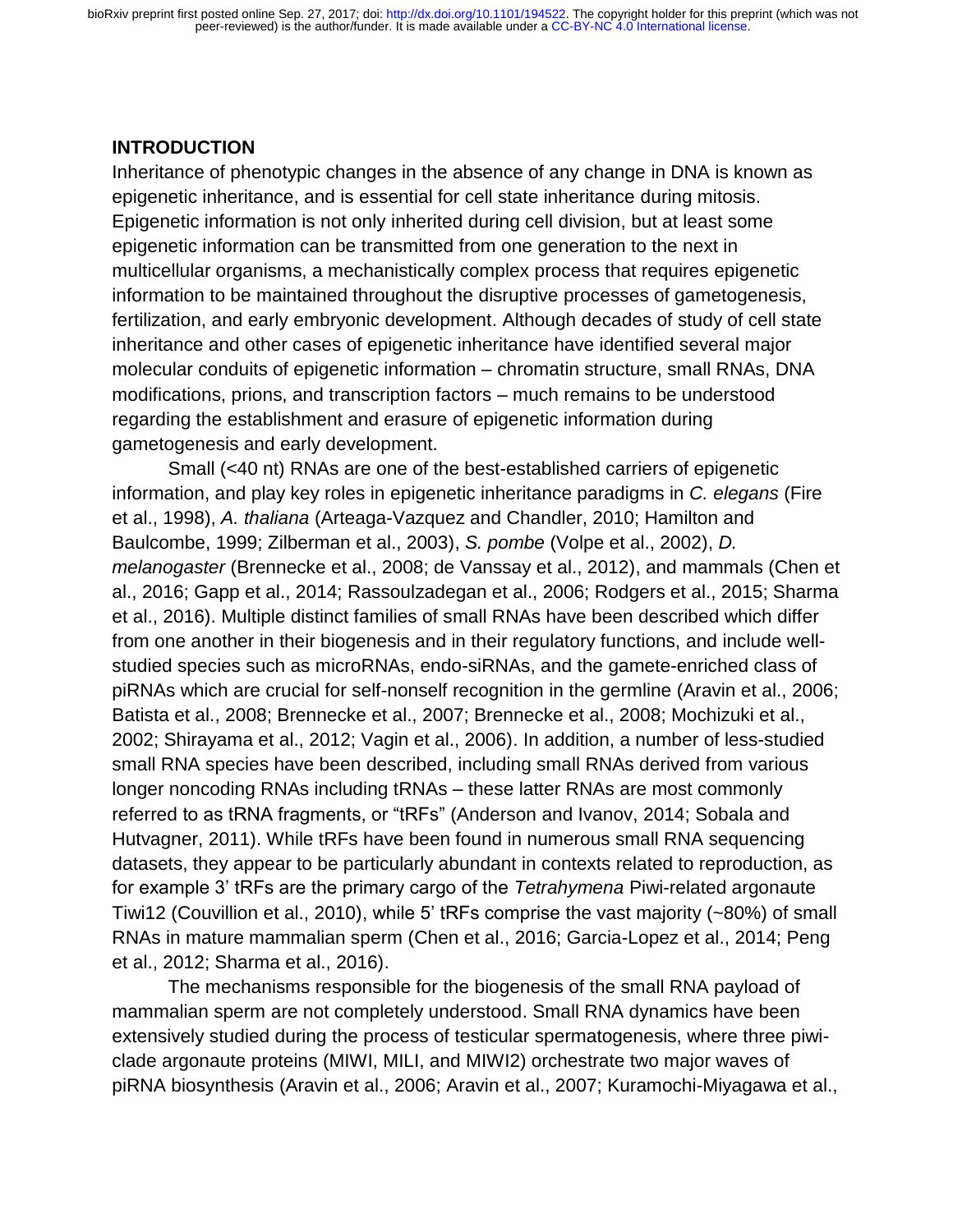## INTRODUCTION

Inheritance of phenotypic changes in the absence of any change in DNA is known as epigenetic inheritance, and is essential for cell state inheritance during mitosis. Epigenetic information is not only inherited during cell division, but at least some epigenetic information can be transmitted from one generation to the next in multicellular organisms, a mechanistically complex process that requires epigenetic information to be maintained throughout the disruptive processes of gametogenesis, fertilization, and early embryonic development. Although decades of study of cell state inheritance and other cases of epigenetic inheritance have identified several major molecular conduits of epigenetic information – chromatin structure, small RNAs, DNA modifications, prions, and transcription factors – much remains to be understood regarding the establishment and erasure of epigenetic information during gametogenesis and early development.

Small (<40 nt) RNAs are one of the best-established carriers of epigenetic information, and play key roles in epigenetic inheritance paradigms in *C. elegans* (Fire et al., 1998), *A. thaliana* (Arteaga-Vazquez and Chandler, 2010; Hamilton and Baulcombe, 1999; Zilberman et al., 2003), *S. pombe* (Volpe et al., 2002), *D. melanogaster* (Brennecke et al., 2008; de Vanssay et al., 2012), and mammals (Chen et al., 2016; Gapp et al., 2014; Rassoulzadegan et al., 2006; Rodgers et al., 2015; Sharma et al., 2016). Multiple distinct families of small RNAs have been described which differ from one another in their biogenesis and in their regulatory functions, and include well-studied species such as microRNAs, endo-siRNAs, and the gamete-enriched class of piRNAs which are crucial for self-nonself recognition in the germline (Aravin et al., 2006; Batista et al., 2008; Brennecke et al., 2007; Brennecke et al., 2008; Mochizuki et al., 2002; Shirayama et al., 2012; Vagin et al., 2006). In addition, a number of less-studied small RNA species have been described, including small RNAs derived from various longer noncoding RNAs including tRNAs – these latter RNAs are most commonly referred to as tRNA fragments, or "tRFs" (Anderson and Ivanov, 2014; Sobala and Hutvagner, 2011). While tRFs have been found in numerous small RNA sequencing datasets, they appear to be particularly abundant in contexts related to reproduction, as for example 3' tRFs are the primary cargo of the *Tetrahymena* Piwi-related argonaute Tiwi12 (Couvillion et al., 2010), while 5' tRFs comprise the vast majority (~80%) of small RNAs in mature mammalian sperm (Chen et al., 2016; Garcia-Lopez et al., 2014; Peng et al., 2012; Sharma et al., 2016).

The mechanisms responsible for the biogenesis of the small RNA payload of mammalian sperm are not completely understood. Small RNA dynamics have been extensively studied during the process of testicular spermatogenesis, where three piwi-clade argonaute proteins (MIWI, MILI, and MIWI2) orchestrate two major waves of piRNA biosynthesis (Aravin et al., 2006; Aravin et al., 2007; Kuramochi-Miyagawa et al.,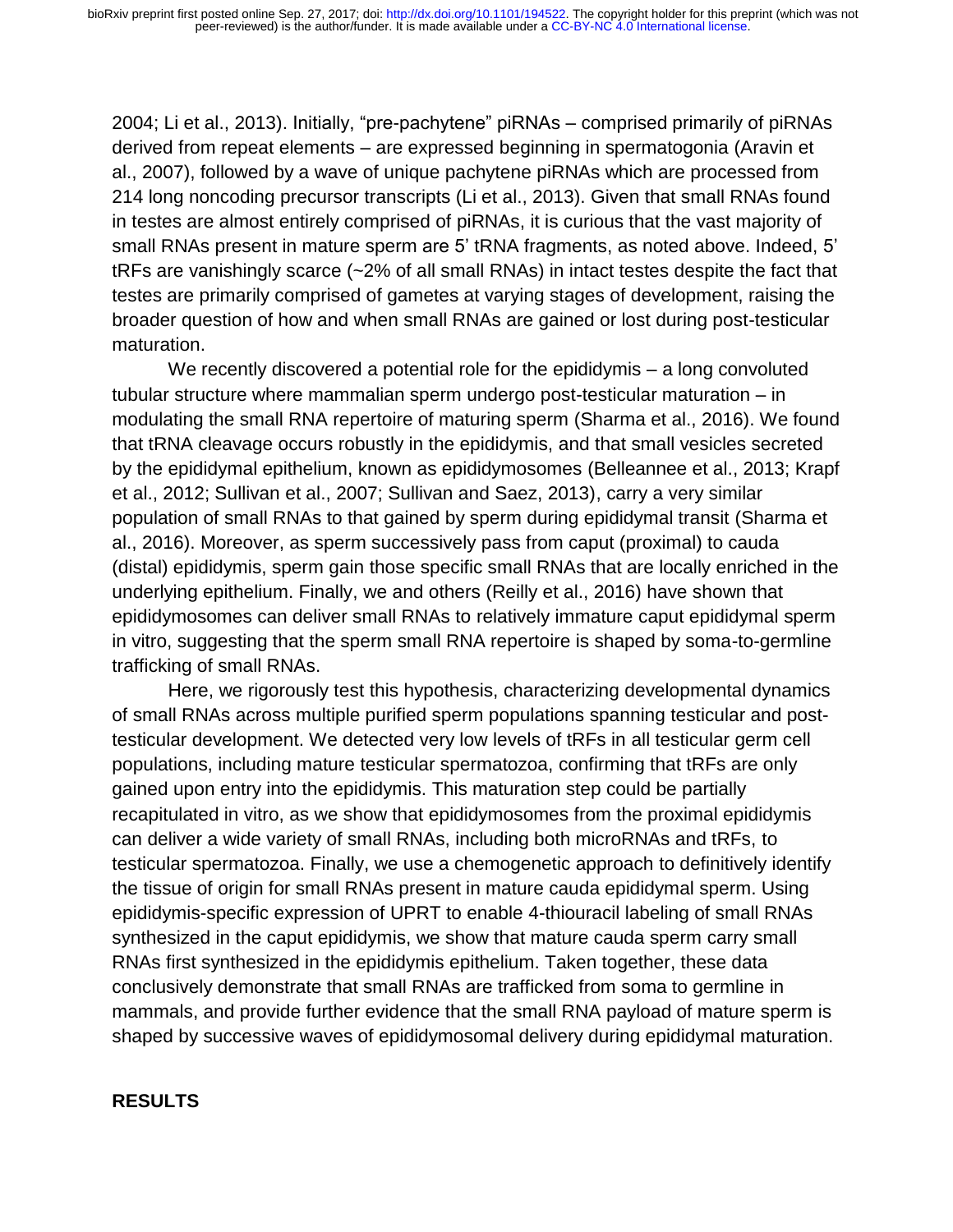2004; Li et al., 2013). Initially, "pre-pachytene" piRNAs – comprised primarily of piRNAs derived from repeat elements – are expressed beginning in spermatogonia (Aravin et al., 2007), followed by a wave of unique pachytene piRNAs which are processed from 214 long noncoding precursor transcripts (Li et al., 2013). Given that small RNAs found in testes are almost entirely comprised of piRNAs, it is curious that the vast majority of small RNAs present in mature sperm are 5' tRNA fragments, as noted above. Indeed, 5' tRFs are vanishingly scarce (~2% of all small RNAs) in intact testes despite the fact that testes are primarily comprised of gametes at varying stages of development, raising the broader question of how and when small RNAs are gained or lost during post-testicular maturation.

We recently discovered a potential role for the epididymis – a long convoluted tubular structure where mammalian sperm undergo post-testicular maturation – in modulating the small RNA repertoire of maturing sperm (Sharma et al., 2016). We found that tRNA cleavage occurs robustly in the epididymis, and that small vesicles secreted by the epididymal epithelium, known as epididymosomes (Belleannee et al., 2013; Krapf et al., 2012; Sullivan et al., 2007; Sullivan and Saez, 2013), carry a very similar population of small RNAs to that gained by sperm during epididymal transit (Sharma et al., 2016). Moreover, as sperm successively pass from caput (proximal) to cauda (distal) epididymis, sperm gain those specific small RNAs that are locally enriched in the underlying epithelium. Finally, we and others (Reilly et al., 2016) have shown that epididymosomes can deliver small RNAs to relatively immature caput epididymal sperm in vitro, suggesting that the sperm small RNA repertoire is shaped by soma-to-germline trafficking of small RNAs.

Here, we rigorously test this hypothesis, characterizing developmental dynamics of small RNAs across multiple purified sperm populations spanning testicular and post-testicular development. We detected very low levels of tRFs in all testicular germ cell populations, including mature testicular spermatozoa, confirming that tRFs are only gained upon entry into the epididymis. This maturation step could be partially recapitulated in vitro, as we show that epididymosomes from the proximal epididymis can deliver a wide variety of small RNAs, including both microRNAs and tRFs, to testicular spermatozoa. Finally, we use a chemogenetic approach to definitively identify the tissue of origin for small RNAs present in mature cauda epididymal sperm. Using epididymis-specific expression of UPRT to enable 4-thiouracil labeling of small RNAs synthesized in the caput epididymis, we show that mature cauda sperm carry small RNAs first synthesized in the epididymis epithelium. Taken together, these data conclusively demonstrate that small RNAs are trafficked from soma to germline in mammals, and provide further evidence that the small RNA payload of mature sperm is shaped by successive waves of epididymosomal delivery during epididymal maturation.

## RESULTS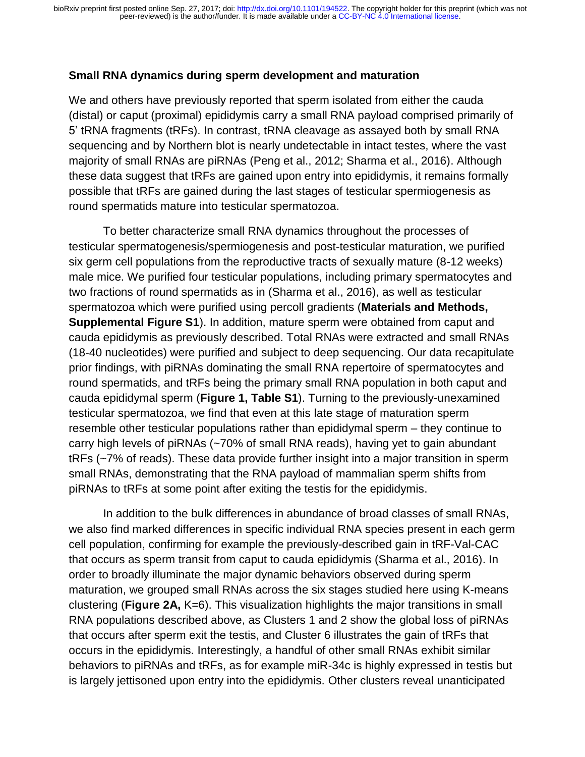## Small RNA dynamics during sperm development and maturation

We and others have previously reported that sperm isolated from either the cauda (distal) or caput (proximal) epididymis carry a small RNA payload comprised primarily of 5' tRNA fragments (tRFs). In contrast, tRNA cleavage as assayed both by small RNA sequencing and by Northern blot is nearly undetectable in intact testes, where the vast majority of small RNAs are piRNAs (Peng et al., 2012; Sharma et al., 2016). Although these data suggest that tRFs are gained upon entry into epididymis, it remains formally possible that tRFs are gained during the last stages of testicular spermiogenesis as round spermatids mature into testicular spermatozoa.

To better characterize small RNA dynamics throughout the processes of testicular spermatogenesis/spermiogenesis and post-testicular maturation, we purified six germ cell populations from the reproductive tracts of sexually mature (8-12 weeks) male mice. We purified four testicular populations, including primary spermatocytes and two fractions of round spermatids as in (Sharma et al., 2016), as well as testicular spermatozoa which were purified using percoll gradients (**Materials and Methods, Supplemental Figure S1**). In addition, mature sperm were obtained from caput and cauda epididymis as previously described. Total RNAs were extracted and small RNAs (18-40 nucleotides) were purified and subject to deep sequencing. Our data recapitulate prior findings, with piRNAs dominating the small RNA repertoire of spermatocytes and round spermatids, and tRFs being the primary small RNA population in both caput and cauda epididymal sperm (**Figure 1, Table S1**). Turning to the previously-unexamined testicular spermatozoa, we find that even at this late stage of maturation sperm resemble other testicular populations rather than epididymal sperm – they continue to carry high levels of piRNAs (~70% of small RNA reads), having yet to gain abundant tRFs (~7% of reads). These data provide further insight into a major transition in sperm small RNAs, demonstrating that the RNA payload of mammalian sperm shifts from piRNAs to tRFs at some point after exiting the testis for the epididymis.

In addition to the bulk differences in abundance of broad classes of small RNAs, we also find marked differences in specific individual RNA species present in each germ cell population, confirming for example the previously-described gain in tRF-Val-CAC that occurs as sperm transit from caput to cauda epididymis (Sharma et al., 2016). In order to broadly illuminate the major dynamic behaviors observed during sperm maturation, we grouped small RNAs across the six stages studied here using K-means clustering (**Figure 2A,** K=6). This visualization highlights the major transitions in small RNA populations described above, as Clusters 1 and 2 show the global loss of piRNAs that occurs after sperm exit the testis, and Cluster 6 illustrates the gain of tRFs that occurs in the epididymis. Interestingly, a handful of other small RNAs exhibit similar behaviors to piRNAs and tRFs, as for example miR-34c is highly expressed in testis but is largely jettisoned upon entry into the epididymis. Other clusters reveal unanticipated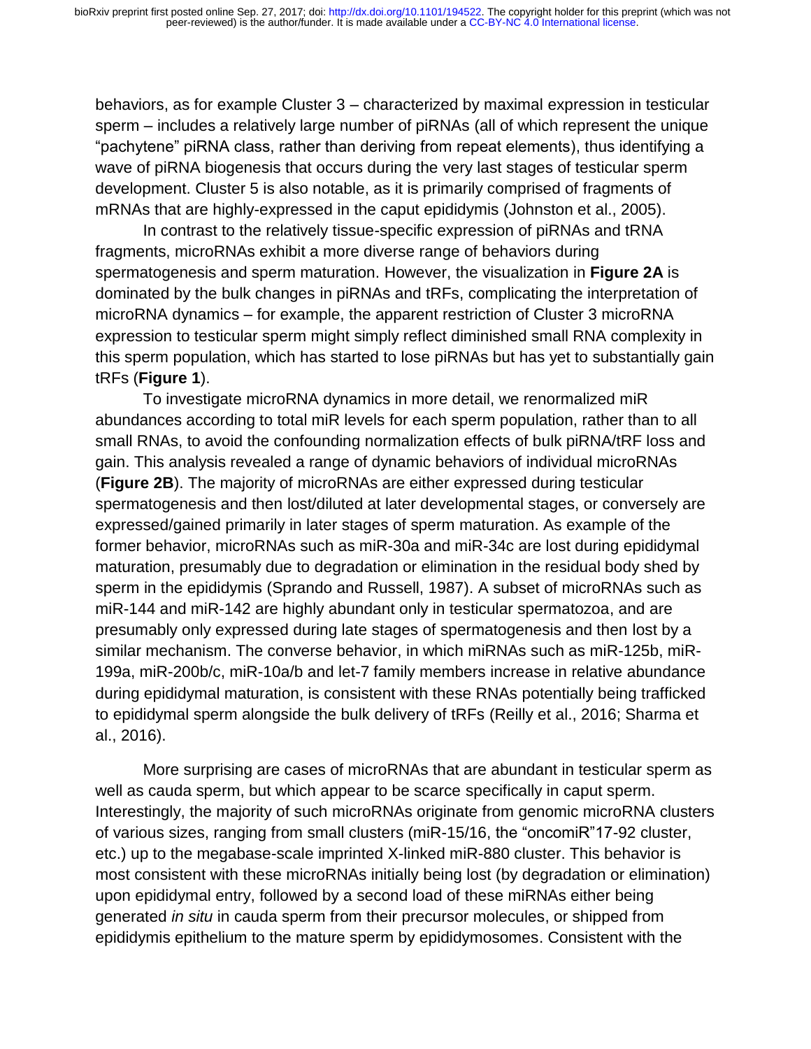behaviors, as for example Cluster 3 – characterized by maximal expression in testicular sperm – includes a relatively large number of piRNAs (all of which represent the unique "pachytene" piRNA class, rather than deriving from repeat elements), thus identifying a wave of piRNA biogenesis that occurs during the very last stages of testicular sperm development. Cluster 5 is also notable, as it is primarily comprised of fragments of mRNAs that are highly-expressed in the caput epididymis (Johnston et al., 2005).

In contrast to the relatively tissue-specific expression of piRNAs and tRNA fragments, microRNAs exhibit a more diverse range of behaviors during spermatogenesis and sperm maturation. However, the visualization in **Figure 2A** is dominated by the bulk changes in piRNAs and tRFs, complicating the interpretation of microRNA dynamics – for example, the apparent restriction of Cluster 3 microRNA expression to testicular sperm might simply reflect diminished small RNA complexity in this sperm population, which has started to lose piRNAs but has yet to substantially gain tRFs (**Figure 1**).

To investigate microRNA dynamics in more detail, we renormalized miR abundances according to total miR levels for each sperm population, rather than to all small RNAs, to avoid the confounding normalization effects of bulk piRNA/tRF loss and gain. This analysis revealed a range of dynamic behaviors of individual microRNAs (**Figure 2B**). The majority of microRNAs are either expressed during testicular spermatogenesis and then lost/diluted at later developmental stages, or conversely are expressed/gained primarily in later stages of sperm maturation. As example of the former behavior, microRNAs such as miR-30a and miR-34c are lost during epididymal maturation, presumably due to degradation or elimination in the residual body shed by sperm in the epididymis (Sprando and Russell, 1987). A subset of microRNAs such as miR-144 and miR-142 are highly abundant only in testicular spermatozoa, and are presumably only expressed during late stages of spermatogenesis and then lost by a similar mechanism. The converse behavior, in which miRNAs such as miR-125b, miR-199a, miR-200b/c, miR-10a/b and let-7 family members increase in relative abundance during epididymal maturation, is consistent with these RNAs potentially being trafficked to epididymal sperm alongside the bulk delivery of tRFs (Reilly et al., 2016; Sharma et al., 2016).

More surprising are cases of microRNAs that are abundant in testicular sperm as well as cauda sperm, but which appear to be scarce specifically in caput sperm. Interestingly, the majority of such microRNAs originate from genomic microRNA clusters of various sizes, ranging from small clusters (miR-15/16, the "oncomiR"17-92 cluster, etc.) up to the megabase-scale imprinted X-linked miR-880 cluster. This behavior is most consistent with these microRNAs initially being lost (by degradation or elimination) upon epididymal entry, followed by a second load of these miRNAs either being generated *in situ* in cauda sperm from their precursor molecules, or shipped from epididymis epithelium to the mature sperm by epididymosomes. Consistent with the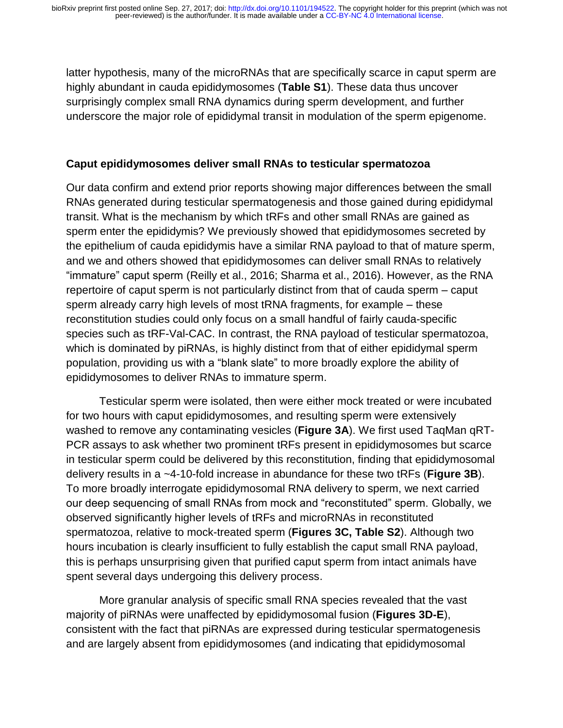latter hypothesis, many of the microRNAs that are specifically scarce in caput sperm are highly abundant in cauda epididymosomes (**Table S1**). These data thus uncover surprisingly complex small RNA dynamics during sperm development, and further underscore the major role of epididymal transit in modulation of the sperm epigenome.

### Caput epididymosomes deliver small RNAs to testicular spermatozoa

Our data confirm and extend prior reports showing major differences between the small RNAs generated during testicular spermatogenesis and those gained during epididymal transit. What is the mechanism by which tRFs and other small RNAs are gained as sperm enter the epididymis? We previously showed that epididymosomes secreted by the epithelium of cauda epididymis have a similar RNA payload to that of mature sperm, and we and others showed that epididymosomes can deliver small RNAs to relatively "immature" caput sperm (Reilly et al., 2016; Sharma et al., 2016). However, as the RNA repertoire of caput sperm is not particularly distinct from that of cauda sperm – caput sperm already carry high levels of most tRNA fragments, for example – these reconstitution studies could only focus on a small handful of fairly cauda-specific species such as tRF-Val-CAC. In contrast, the RNA payload of testicular spermatozoa, which is dominated by piRNAs, is highly distinct from that of either epididymal sperm population, providing us with a "blank slate" to more broadly explore the ability of epididymosomes to deliver RNAs to immature sperm.

Testicular sperm were isolated, then were either mock treated or were incubated for two hours with caput epididymosomes, and resulting sperm were extensively washed to remove any contaminating vesicles (**Figure 3A**). We first used TaqMan qRT-PCR assays to ask whether two prominent tRFs present in epididymosomes but scarce in testicular sperm could be delivered by this reconstitution, finding that epididymosomal delivery results in a ~4-10-fold increase in abundance for these two tRFs (**Figure 3B**). To more broadly interrogate epididymosomal RNA delivery to sperm, we next carried our deep sequencing of small RNAs from mock and "reconstituted" sperm. Globally, we observed significantly higher levels of tRFs and microRNAs in reconstituted spermatozoa, relative to mock-treated sperm (**Figures 3C, Table S2**). Although two hours incubation is clearly insufficient to fully establish the caput small RNA payload, this is perhaps unsurprising given that purified caput sperm from intact animals have spent several days undergoing this delivery process.

More granular analysis of specific small RNA species revealed that the vast majority of piRNAs were unaffected by epididymosomal fusion (**Figures 3D-E**), consistent with the fact that piRNAs are expressed during testicular spermatogenesis and are largely absent from epididymosomes (and indicating that epididymosomal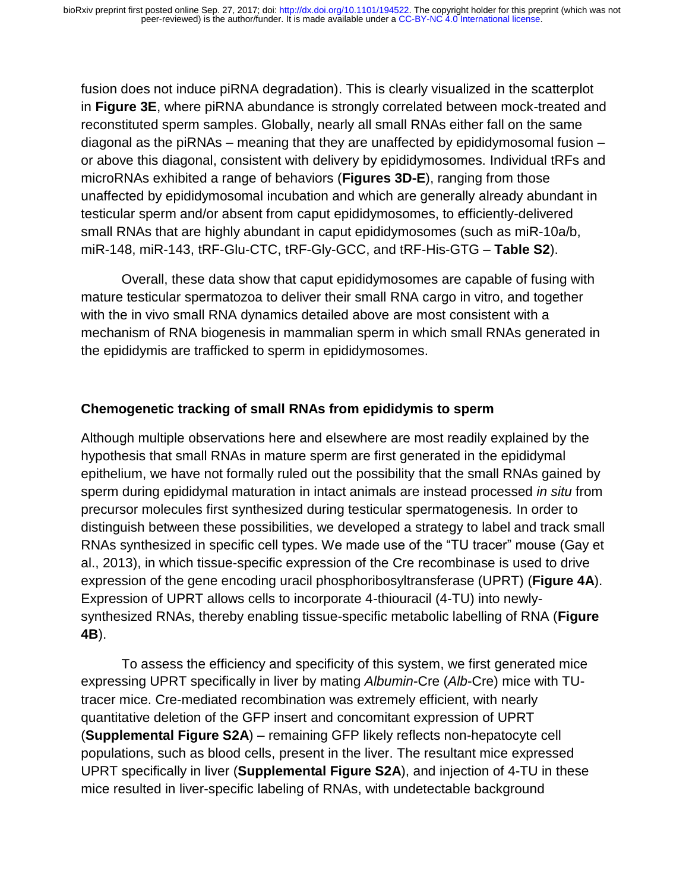fusion does not induce piRNA degradation). This is clearly visualized in the scatterplot in **Figure 3E**, where piRNA abundance is strongly correlated between mock-treated and reconstituted sperm samples. Globally, nearly all small RNAs either fall on the same diagonal as the piRNAs – meaning that they are unaffected by epididymosomal fusion – or above this diagonal, consistent with delivery by epididymosomes. Individual tRFs and microRNAs exhibited a range of behaviors (**Figures 3D-E**), ranging from those unaffected by epididymosomal incubation and which are generally already abundant in testicular sperm and/or absent from caput epididymosomes, to efficiently-delivered small RNAs that are highly abundant in caput epididymosomes (such as miR-10a/b, miR-148, miR-143, tRF-Glu-CTC, tRF-Gly-GCC, and tRF-His-GTG – **Table S2**).

Overall, these data show that caput epididymosomes are capable of fusing with mature testicular spermatozoa to deliver their small RNA cargo in vitro, and together with the in vivo small RNA dynamics detailed above are most consistent with a mechanism of RNA biogenesis in mammalian sperm in which small RNAs generated in the epididymis are trafficked to sperm in epididymosomes.

### Chemogenetic tracking of small RNAs from epididymis to sperm

Although multiple observations here and elsewhere are most readily explained by the hypothesis that small RNAs in mature sperm are first generated in the epididymal epithelium, we have not formally ruled out the possibility that the small RNAs gained by sperm during epididymal maturation in intact animals are instead processed *in situ* from precursor molecules first synthesized during testicular spermatogenesis. In order to distinguish between these possibilities, we developed a strategy to label and track small RNAs synthesized in specific cell types. We made use of the "TU tracer" mouse (Gay et al., 2013), in which tissue-specific expression of the Cre recombinase is used to drive expression of the gene encoding uracil phosphoribosyltransferase (UPRT) (**Figure 4A**). Expression of UPRT allows cells to incorporate 4-thiouracil (4-TU) into newly-synthesized RNAs, thereby enabling tissue-specific metabolic labelling of RNA (**Figure 4B**).

To assess the efficiency and specificity of this system, we first generated mice expressing UPRT specifically in liver by mating *Albumin*-Cre (*Alb*-Cre) mice with TU-tracer mice. Cre-mediated recombination was extremely efficient, with nearly quantitative deletion of the GFP insert and concomitant expression of UPRT (**Supplemental Figure S2A**) – remaining GFP likely reflects non-hepatocyte cell populations, such as blood cells, present in the liver. The resultant mice expressed UPRT specifically in liver (**Supplemental Figure S2A**), and injection of 4-TU in these mice resulted in liver-specific labeling of RNAs, with undetectable background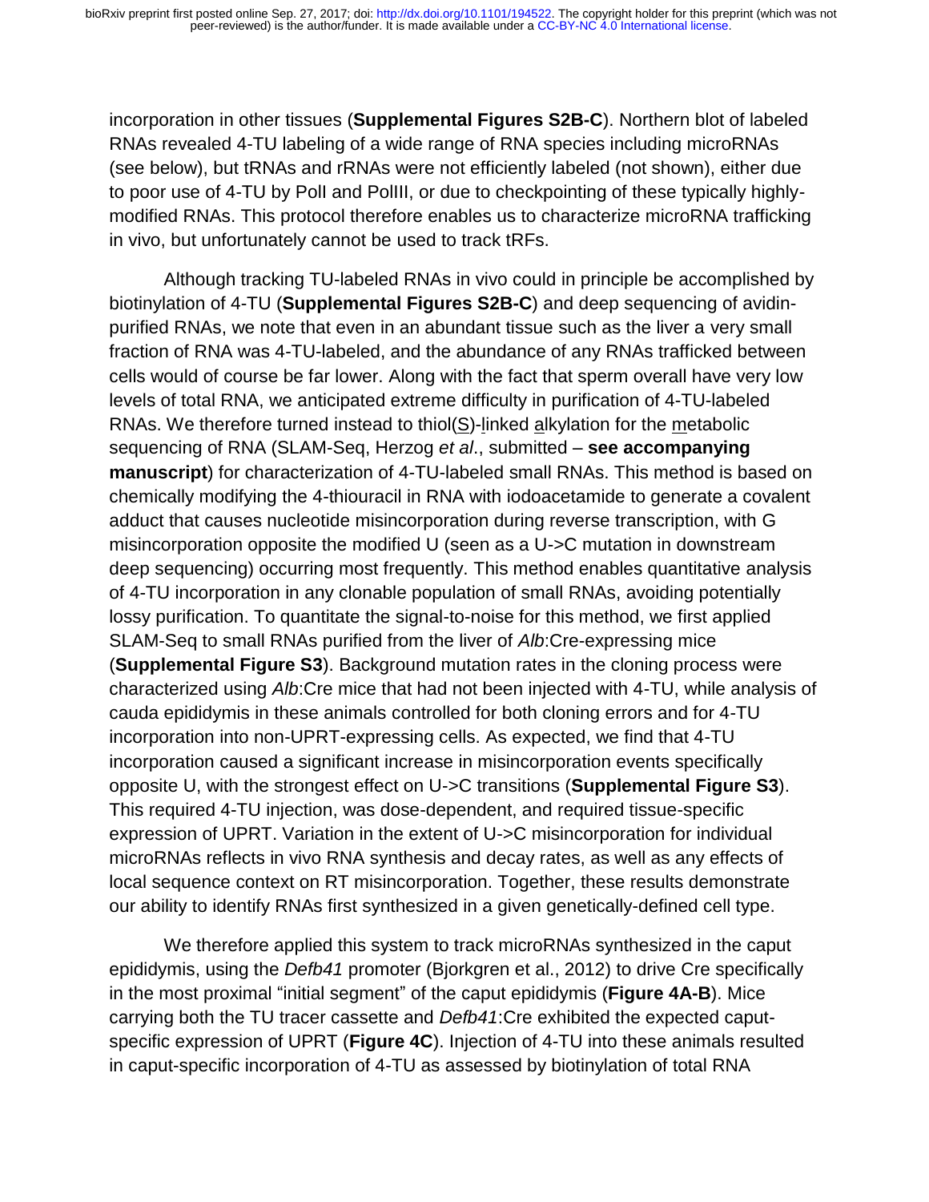incorporation in other tissues (**Supplemental Figures S2B-C**). Northern blot of labeled RNAs revealed 4-TU labeling of a wide range of RNA species including microRNAs (see below), but tRNAs and rRNAs were not efficiently labeled (not shown), either due to poor use of 4-TU by PolI and PolIII, or due to checkpointing of these typically highly-modified RNAs. This protocol therefore enables us to characterize microRNA trafficking in vivo, but unfortunately cannot be used to track tRFs.

Although tracking TU-labeled RNAs in vivo could in principle be accomplished by biotinylation of 4-TU (**Supplemental Figures S2B-C**) and deep sequencing of avidin-purified RNAs, we note that even in an abundant tissue such as the liver a very small fraction of RNA was 4-TU-labeled, and the abundance of any RNAs trafficked between cells would of course be far lower. Along with the fact that sperm overall have very low levels of total RNA, we anticipated extreme difficulty in purification of 4-TU-labeled RNAs. We therefore turned instead to thiol(S)-linked alkylation for the metabolic sequencing of RNA (SLAM-Seq, Herzog *et al*., submitted – **see accompanying manuscript**) for characterization of 4-TU-labeled small RNAs. This method is based on chemically modifying the 4-thiouracil in RNA with iodoacetamide to generate a covalent adduct that causes nucleotide misincorporation during reverse transcription, with G misincorporation opposite the modified U (seen as a U->C mutation in downstream deep sequencing) occurring most frequently. This method enables quantitative analysis of 4-TU incorporation in any clonable population of small RNAs, avoiding potentially lossy purification. To quantitate the signal-to-noise for this method, we first applied SLAM-Seq to small RNAs purified from the liver of *Alb*:Cre-expressing mice (**Supplemental Figure S3**). Background mutation rates in the cloning process were characterized using *Alb*:Cre mice that had not been injected with 4-TU, while analysis of cauda epididymis in these animals controlled for both cloning errors and for 4-TU incorporation into non-UPRT-expressing cells. As expected, we find that 4-TU incorporation caused a significant increase in misincorporation events specifically opposite U, with the strongest effect on U->C transitions (**Supplemental Figure S3**). This required 4-TU injection, was dose-dependent, and required tissue-specific expression of UPRT. Variation in the extent of U->C misincorporation for individual microRNAs reflects in vivo RNA synthesis and decay rates, as well as any effects of local sequence context on RT misincorporation. Together, these results demonstrate our ability to identify RNAs first synthesized in a given genetically-defined cell type.

We therefore applied this system to track microRNAs synthesized in the caput epididymis, using the *Defb41* promoter (Bjorkgren et al., 2012) to drive Cre specifically in the most proximal "initial segment" of the caput epididymis (**Figure 4A-B**). Mice carrying both the TU tracer cassette and *Defb41*:Cre exhibited the expected caput-specific expression of UPRT (**Figure 4C**). Injection of 4-TU into these animals resulted in caput-specific incorporation of 4-TU as assessed by biotinylation of total RNA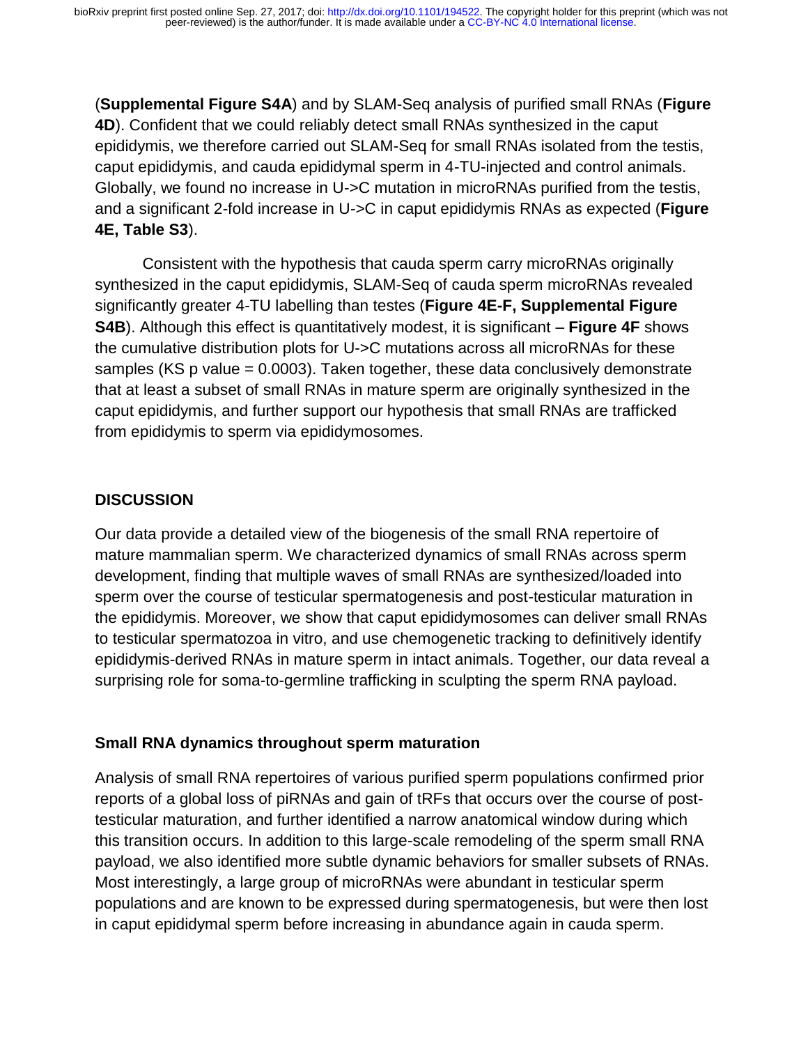(**Supplemental Figure S4A**) and by SLAM-Seq analysis of purified small RNAs (**Figure 4D**). Confident that we could reliably detect small RNAs synthesized in the caput epididymis, we therefore carried out SLAM-Seq for small RNAs isolated from the testis, caput epididymis, and cauda epididymal sperm in 4-TU-injected and control animals. Globally, we found no increase in U->C mutation in microRNAs purified from the testis, and a significant 2-fold increase in U->C in caput epididymis RNAs as expected (**Figure 4E, Table S3**).

Consistent with the hypothesis that cauda sperm carry microRNAs originally synthesized in the caput epididymis, SLAM-Seq of cauda sperm microRNAs revealed significantly greater 4-TU labelling than testes (**Figure 4E-F, Supplemental Figure S4B**). Although this effect is quantitatively modest, it is significant – **Figure 4F** shows the cumulative distribution plots for U->C mutations across all microRNAs for these samples (KS p value = 0.0003). Taken together, these data conclusively demonstrate that at least a subset of small RNAs in mature sperm are originally synthesized in the caput epididymis, and further support our hypothesis that small RNAs are trafficked from epididymis to sperm via epididymosomes.

## DISCUSSION

Our data provide a detailed view of the biogenesis of the small RNA repertoire of mature mammalian sperm. We characterized dynamics of small RNAs across sperm development, finding that multiple waves of small RNAs are synthesized/loaded into sperm over the course of testicular spermatogenesis and post-testicular maturation in the epididymis. Moreover, we show that caput epididymosomes can deliver small RNAs to testicular spermatozoa in vitro, and use chemogenetic tracking to definitively identify epididymis-derived RNAs in mature sperm in intact animals. Together, our data reveal a surprising role for soma-to-germline trafficking in sculpting the sperm RNA payload.

### Small RNA dynamics throughout sperm maturation

Analysis of small RNA repertoires of various purified sperm populations confirmed prior reports of a global loss of piRNAs and gain of tRFs that occurs over the course of post-testicular maturation, and further identified a narrow anatomical window during which this transition occurs. In addition to this large-scale remodeling of the sperm small RNA payload, we also identified more subtle dynamic behaviors for smaller subsets of RNAs. Most interestingly, a large group of microRNAs were abundant in testicular sperm populations and are known to be expressed during spermatogenesis, but were then lost in caput epididymal sperm before increasing in abundance again in cauda sperm.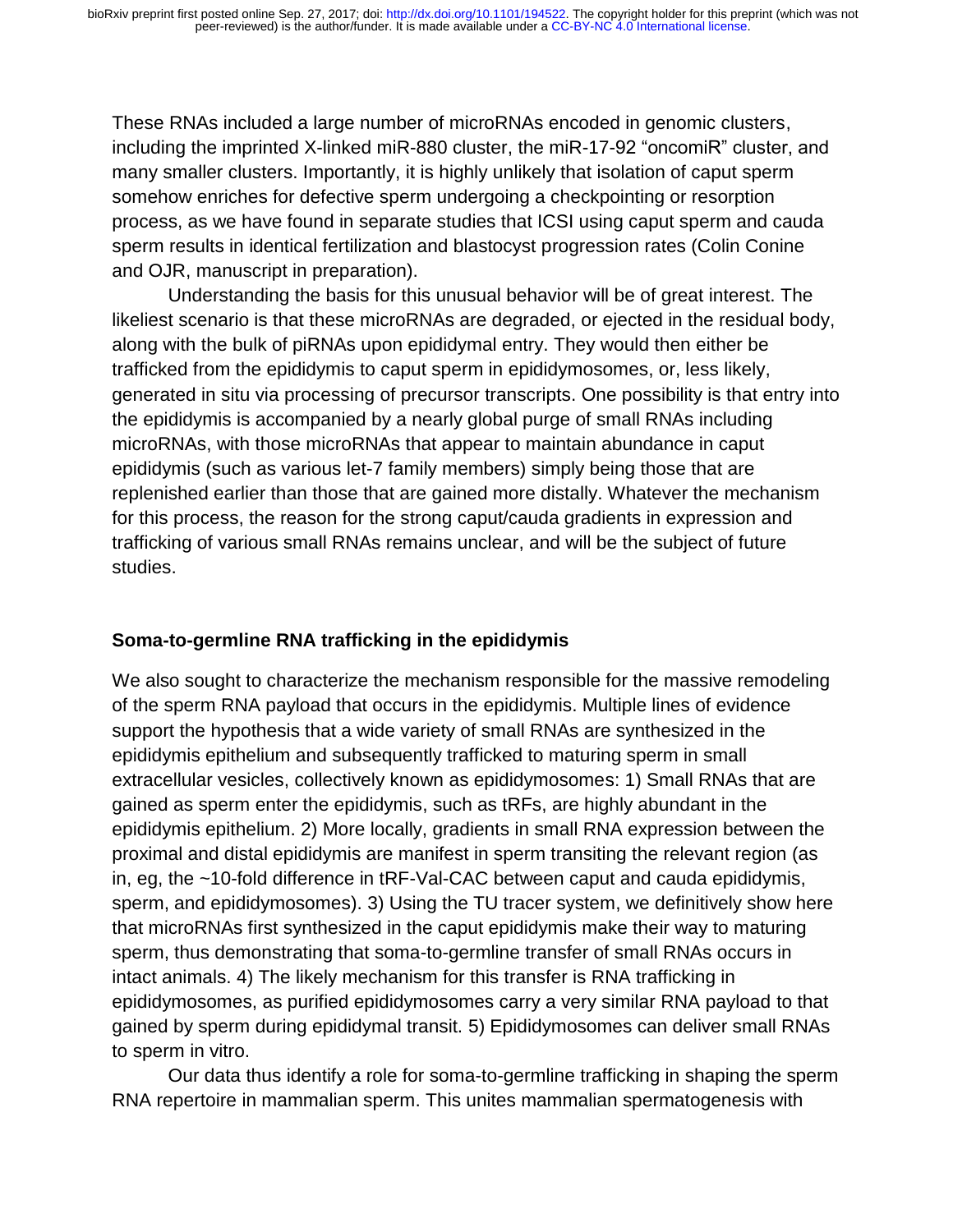These RNAs included a large number of microRNAs encoded in genomic clusters, including the imprinted X-linked miR-880 cluster, the miR-17-92 "oncomiR" cluster, and many smaller clusters. Importantly, it is highly unlikely that isolation of caput sperm somehow enriches for defective sperm undergoing a checkpointing or resorption process, as we have found in separate studies that ICSI using caput sperm and cauda sperm results in identical fertilization and blastocyst progression rates (Colin Conine and OJR, manuscript in preparation).

Understanding the basis for this unusual behavior will be of great interest. The likeliest scenario is that these microRNAs are degraded, or ejected in the residual body, along with the bulk of piRNAs upon epididymal entry. They would then either be trafficked from the epididymis to caput sperm in epididymosomes, or, less likely, generated in situ via processing of precursor transcripts. One possibility is that entry into the epididymis is accompanied by a nearly global purge of small RNAs including microRNAs, with those microRNAs that appear to maintain abundance in caput epididymis (such as various let-7 family members) simply being those that are replenished earlier than those that are gained more distally. Whatever the mechanism for this process, the reason for the strong caput/cauda gradients in expression and trafficking of various small RNAs remains unclear, and will be the subject of future studies.

## Soma-to-germline RNA trafficking in the epididymis

We also sought to characterize the mechanism responsible for the massive remodeling of the sperm RNA payload that occurs in the epididymis. Multiple lines of evidence support the hypothesis that a wide variety of small RNAs are synthesized in the epididymis epithelium and subsequently trafficked to maturing sperm in small extracellular vesicles, collectively known as epididymosomes: 1) Small RNAs that are gained as sperm enter the epididymis, such as tRFs, are highly abundant in the epididymis epithelium. 2) More locally, gradients in small RNA expression between the proximal and distal epididymis are manifest in sperm transiting the relevant region (as in, eg, the ~10-fold difference in tRF-Val-CAC between caput and cauda epididymis, sperm, and epididymosomes). 3) Using the TU tracer system, we definitively show here that microRNAs first synthesized in the caput epididymis make their way to maturing sperm, thus demonstrating that soma-to-germline transfer of small RNAs occurs in intact animals. 4) The likely mechanism for this transfer is RNA trafficking in epididymosomes, as purified epididymosomes carry a very similar RNA payload to that gained by sperm during epididymal transit. 5) Epididymosomes can deliver small RNAs to sperm in vitro.

Our data thus identify a role for soma-to-germline trafficking in shaping the sperm RNA repertoire in mammalian sperm. This unites mammalian spermatogenesis with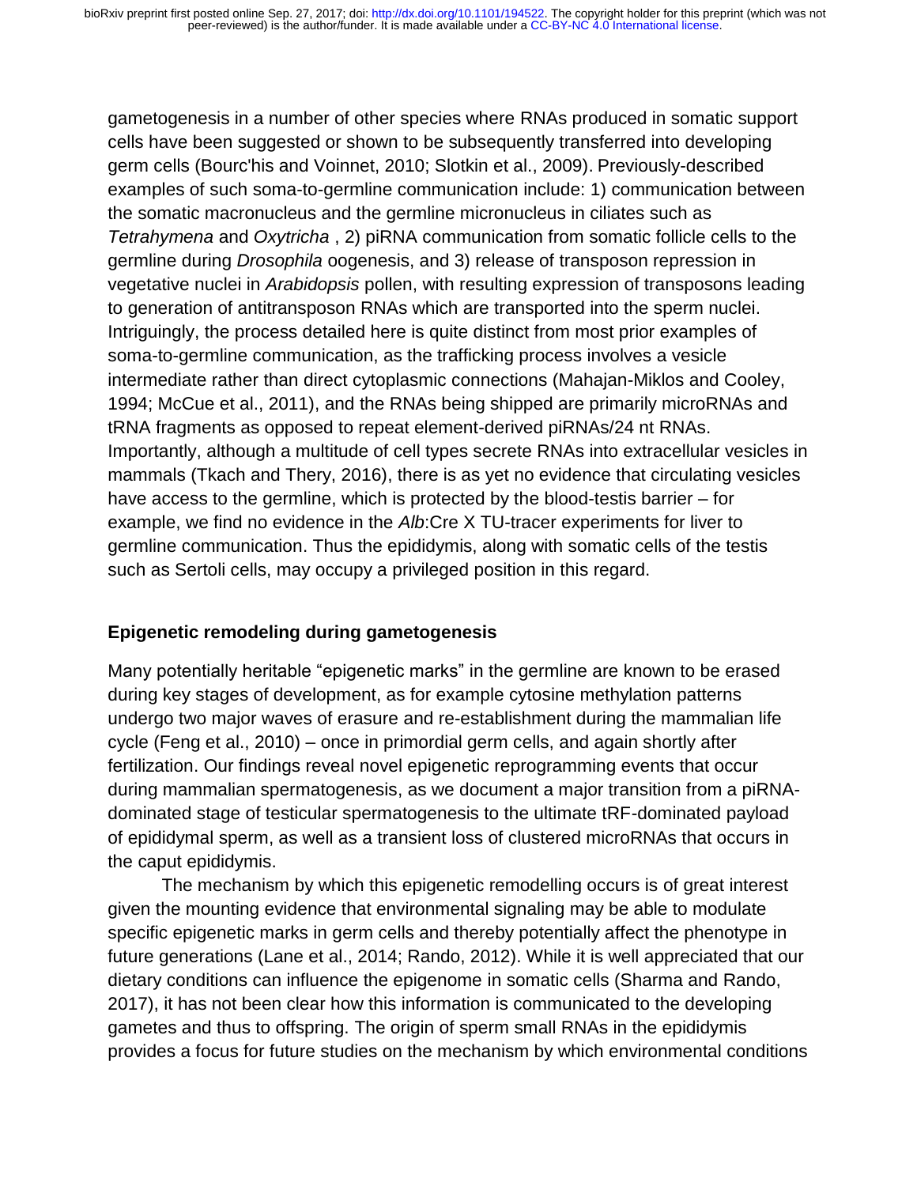gametogenesis in a number of other species where RNAs produced in somatic support cells have been suggested or shown to be subsequently transferred into developing germ cells (Bourc'his and Voinnet, 2010; Slotkin et al., 2009). Previously-described examples of such soma-to-germline communication include: 1) communication between the somatic macronucleus and the germline micronucleus in ciliates such as *Tetrahymena* and *Oxytricha* , 2) piRNA communication from somatic follicle cells to the germline during *Drosophila* oogenesis, and 3) release of transposon repression in vegetative nuclei in *Arabidopsis* pollen, with resulting expression of transposons leading to generation of antitransposon RNAs which are transported into the sperm nuclei. Intriguingly, the process detailed here is quite distinct from most prior examples of soma-to-germline communication, as the trafficking process involves a vesicle intermediate rather than direct cytoplasmic connections (Mahajan-Miklos and Cooley, 1994; McCue et al., 2011), and the RNAs being shipped are primarily microRNAs and tRNA fragments as opposed to repeat element-derived piRNAs/24 nt RNAs. Importantly, although a multitude of cell types secrete RNAs into extracellular vesicles in mammals (Tkach and Thery, 2016), there is as yet no evidence that circulating vesicles have access to the germline, which is protected by the blood-testis barrier – for example, we find no evidence in the *Alb*:Cre X TU-tracer experiments for liver to germline communication. Thus the epididymis, along with somatic cells of the testis such as Sertoli cells, may occupy a privileged position in this regard.

**Epigenetic remodeling during gametogenesis**

Many potentially heritable “epigenetic marks” in the germline are known to be erased during key stages of development, as for example cytosine methylation patterns undergo two major waves of erasure and re-establishment during the mammalian life cycle (Feng et al., 2010) – once in primordial germ cells, and again shortly after fertilization. Our findings reveal novel epigenetic reprogramming events that occur during mammalian spermatogenesis, as we document a major transition from a piRNA-dominated stage of testicular spermatogenesis to the ultimate tRF-dominated payload of epididymal sperm, as well as a transient loss of clustered microRNAs that occurs in the caput epididymis.

The mechanism by which this epigenetic remodelling occurs is of great interest given the mounting evidence that environmental signaling may be able to modulate specific epigenetic marks in germ cells and thereby potentially affect the phenotype in future generations (Lane et al., 2014; Rando, 2012). While it is well appreciated that our dietary conditions can influence the epigenome in somatic cells (Sharma and Rando, 2017), it has not been clear how this information is communicated to the developing gametes and thus to offspring. The origin of sperm small RNAs in the epididymis provides a focus for future studies on the mechanism by which environmental conditions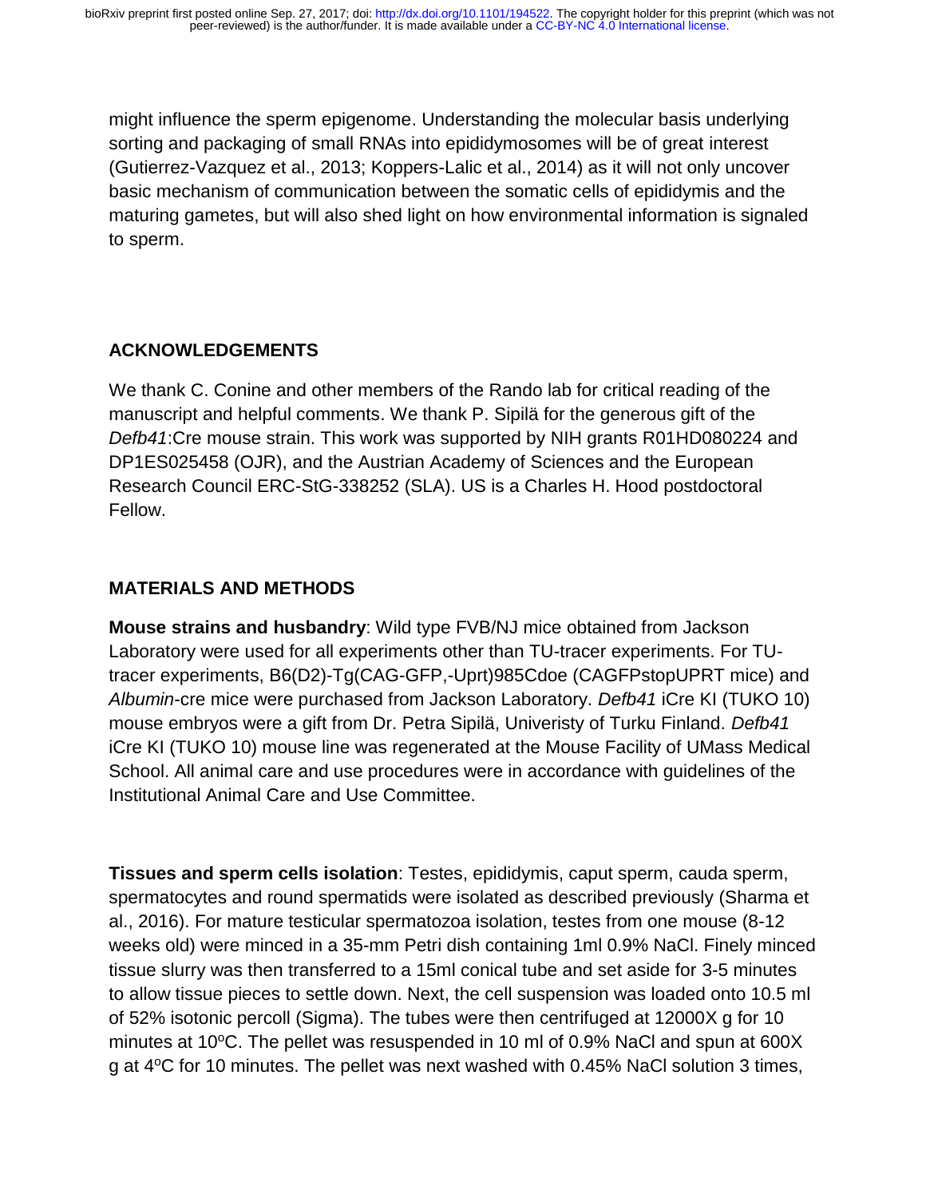might influence the sperm epigenome. Understanding the molecular basis underlying sorting and packaging of small RNAs into epididymosomes will be of great interest (Gutierrez-Vazquez et al., 2013; Koppers-Lalic et al., 2014) as it will not only uncover basic mechanism of communication between the somatic cells of epididymis and the maturing gametes, but will also shed light on how environmental information is signaled to sperm.

## ACKNOWLEDGEMENTS

We thank C. Conine and other members of the Rando lab for critical reading of the manuscript and helpful comments. We thank P. Sipilä for the generous gift of the *Defb41*:Cre mouse strain. This work was supported by NIH grants R01HD080224 and DP1ES025458 (OJR), and the Austrian Academy of Sciences and the European Research Council ERC-StG-338252 (SLA). US is a Charles H. Hood postdoctoral Fellow.

## MATERIALS AND METHODS

**Mouse strains and husbandry**: Wild type FVB/NJ mice obtained from Jackson Laboratory were used for all experiments other than TU-tracer experiments. For TU-tracer experiments, B6(D2)-Tg(CAG-GFP,-Uprt)985Cdoe (CAGFPstopUPRT mice) and *Albumin*-cre mice were purchased from Jackson Laboratory. *Defb41* iCre KI (TUKO 10) mouse embryos were a gift from Dr. Petra Sipilä, Univeristy of Turku Finland. *Defb41* iCre KI (TUKO 10) mouse line was regenerated at the Mouse Facility of UMass Medical School. All animal care and use procedures were in accordance with guidelines of the Institutional Animal Care and Use Committee.

**Tissues and sperm cells isolation**: Testes, epididymis, caput sperm, cauda sperm, spermatocytes and round spermatids were isolated as described previously (Sharma et al., 2016). For mature testicular spermatozoa isolation, testes from one mouse (8-12 weeks old) were minced in a 35-mm Petri dish containing 1ml 0.9% NaCl. Finely minced tissue slurry was then transferred to a 15ml conical tube and set aside for 3-5 minutes to allow tissue pieces to settle down. Next, the cell suspension was loaded onto 10.5 ml of 52% isotonic percoll (Sigma). The tubes were then centrifuged at 12000X g for 10 minutes at 10$^{o}$C. The pellet was resuspended in 10 ml of 0.9% NaCl and spun at 600X g at 4$^{o}$C for 10 minutes. The pellet was next washed with 0.45% NaCl solution 3 times,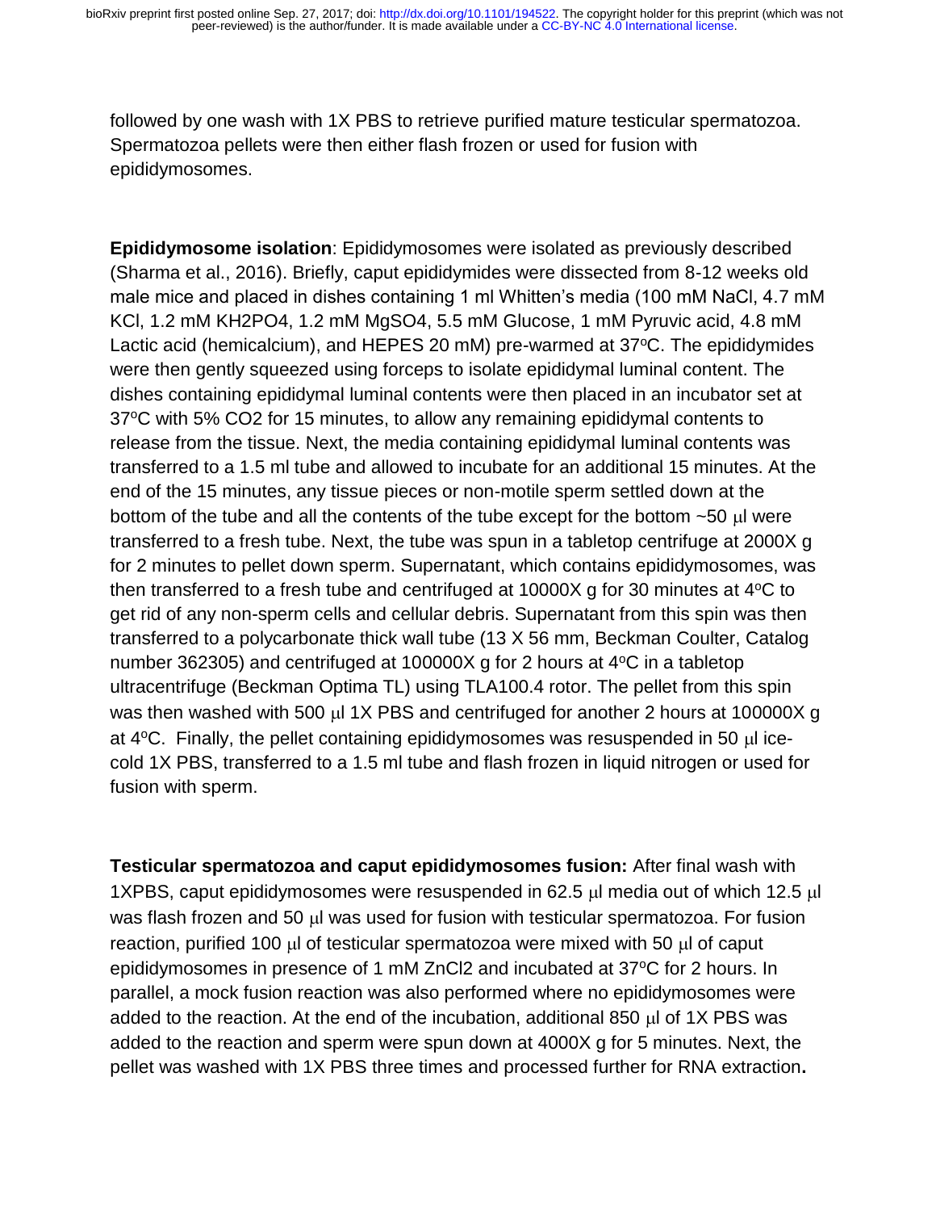followed by one wash with 1X PBS to retrieve purified mature testicular spermatozoa. Spermatozoa pellets were then either flash frozen or used for fusion with epididymosomes.

**Epididymosome isolation**: Epididymosomes were isolated as previously described (Sharma et al., 2016). Briefly, caput epididymides were dissected from 8-12 weeks old male mice and placed in dishes containing 1 ml Whitten's media (100 mM NaCl, 4.7 mM KCl, 1.2 mM $KH_2PO_4$, 1.2 mM $MgSO_4$, 5.5 mM Glucose, 1 mM Pyruvic acid, 4.8 mM Lactic acid (hemicalcium), and HEPES 20 mM) pre-warmed at 37°C. The epididymides were then gently squeezed using forceps to isolate epididymal luminal content. The dishes containing epididymal luminal contents were then placed in an incubator set at 37°C with 5% $CO_2$ for 15 minutes, to allow any remaining epididymal contents to release from the tissue. Next, the media containing epididymal luminal contents was transferred to a 1.5 ml tube and allowed to incubate for an additional 15 minutes. At the end of the 15 minutes, any tissue pieces or non-motile sperm settled down at the bottom of the tube and all the contents of the tube except for the bottom ~50 μl were transferred to a fresh tube. Next, the tube was spun in a tabletop centrifuge at 2000X g for 2 minutes to pellet down sperm. Supernatant, which contains epididymosomes, was then transferred to a fresh tube and centrifuged at 10000X g for 30 minutes at 4°C to get rid of any non-sperm cells and cellular debris. Supernatant from this spin was then transferred to a polycarbonate thick wall tube (13 X 56 mm, Beckman Coulter, Catalog number 362305) and centrifuged at 100000X g for 2 hours at 4°C in a tabletop ultracentrifuge (Beckman Optima TL) using TLA100.4 rotor. The pellet from this spin was then washed with 500 μl 1X PBS and centrifuged for another 2 hours at 100000X g at 4°C. Finally, the pellet containing epididymosomes was resuspended in 50 μl ice-cold 1X PBS, transferred to a 1.5 ml tube and flash frozen in liquid nitrogen or used for fusion with sperm.

**Testicular spermatozoa and caput epididymosomes fusion:** After final wash with 1XPBS, caput epididymosomes were resuspended in 62.5 μl media out of which 12.5 μl was flash frozen and 50 μl was used for fusion with testicular spermatozoa. For fusion reaction, purified 100 μl of testicular spermatozoa were mixed with 50 μl of caput epididymosomes in presence of 1 mM $ZnCl_2$ and incubated at 37°C for 2 hours. In parallel, a mock fusion reaction was also performed where no epididymosomes were added to the reaction. At the end of the incubation, additional 850 μl of 1X PBS was added to the reaction and sperm were spun down at 4000X g for 5 minutes. Next, the pellet was washed with 1X PBS three times and processed further for RNA extraction**.**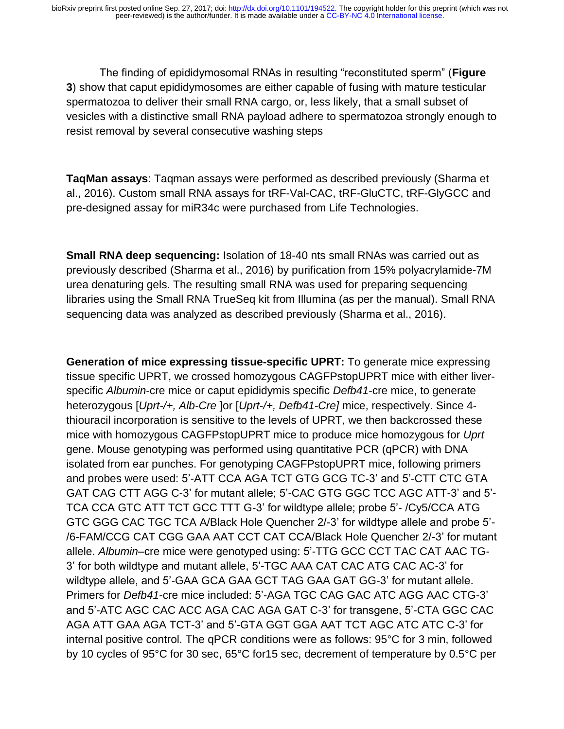The finding of epididymosomal RNAs in resulting "reconstituted sperm" (**Figure 3**) show that caput epididymosomes are either capable of fusing with mature testicular spermatozoa to deliver their small RNA cargo, or, less likely, that a small subset of vesicles with a distinctive small RNA payload adhere to spermatozoa strongly enough to resist removal by several consecutive washing steps

**TaqMan assays**: Taqman assays were performed as described previously (Sharma et al., 2016). Custom small RNA assays for tRF-Val-CAC, tRF-GluCTC, tRF-GlyGCC and pre-designed assay for miR34c were purchased from Life Technologies.

**Small RNA deep sequencing:** Isolation of 18-40 nts small RNAs was carried out as previously described (Sharma et al., 2016) by purification from 15% polyacrylamide-7M urea denaturing gels. The resulting small RNA was used for preparing sequencing libraries using the Small RNA TrueSeq kit from Illumina (as per the manual). Small RNA sequencing data was analyzed as described previously (Sharma et al., 2016).

**Generation of mice expressing tissue-specific UPRT:** To generate mice expressing tissue specific UPRT, we crossed homozygous CAGFPstopUPRT mice with either liver-specific *Albumin*-cre mice or caput epididymis specific *Defb41*-cre mice, to generate heterozygous [*Uprt-/+, Alb-Cre* ]or [*Uprt-/+, Defb41-Cre]* mice, respectively. Since 4-thiouracil incorporation is sensitive to the levels of UPRT, we then backcrossed these mice with homozygous CAGFPstopUPRT mice to produce mice homozygous for *Uprt* gene. Mouse genotyping was performed using quantitative PCR (qPCR) with DNA isolated from ear punches. For genotyping CAGFPstopUPRT mice, following primers and probes were used: 5'-ATT CCA AGA TCT GTG GCG TC-3' and 5'-CTT CTC GTA GAT CAG CTT AGG C-3' for mutant allele; 5'-CAC GTG GGC TCC AGC ATT-3' and 5'-TCA CCA GTC ATT TCT GCC TTT G-3' for wildtype allele; probe 5'- /Cy5/CCA ATG GTC GGG CAC TGC TCA A/Black Hole Quencher 2/-3' for wildtype allele and probe 5'-/6-FAM/CCG CAT CGG GAA AAT CCT CAT CCA/Black Hole Quencher 2/-3' for mutant allele. *Albumin*–cre mice were genotyped using: 5'-TTG GCC CCT TAC CAT AAC TG-3' for both wildtype and mutant allele, 5'-TGC AAA CAT CAC ATG CAC AC-3' for wildtype allele, and 5'-GAA GCA GAA GCT TAG GAA GAT GG-3' for mutant allele. Primers for *Defb41*-cre mice included: 5'-AGA TGC CAG GAC ATC AGG AAC CTG-3' and 5'-ATC AGC CAC ACC AGA CAC AGA GAT C-3' for transgene, 5'-CTA GGC CAC AGA ATT GAA AGA TCT-3' and 5'-GTA GGT GGA AAT TCT AGC ATC ATC C-3' for internal positive control. The qPCR conditions were as follows: 95°C for 3 min, followed by 10 cycles of 95°C for 30 sec, 65°C for15 sec, decrement of temperature by 0.5°C per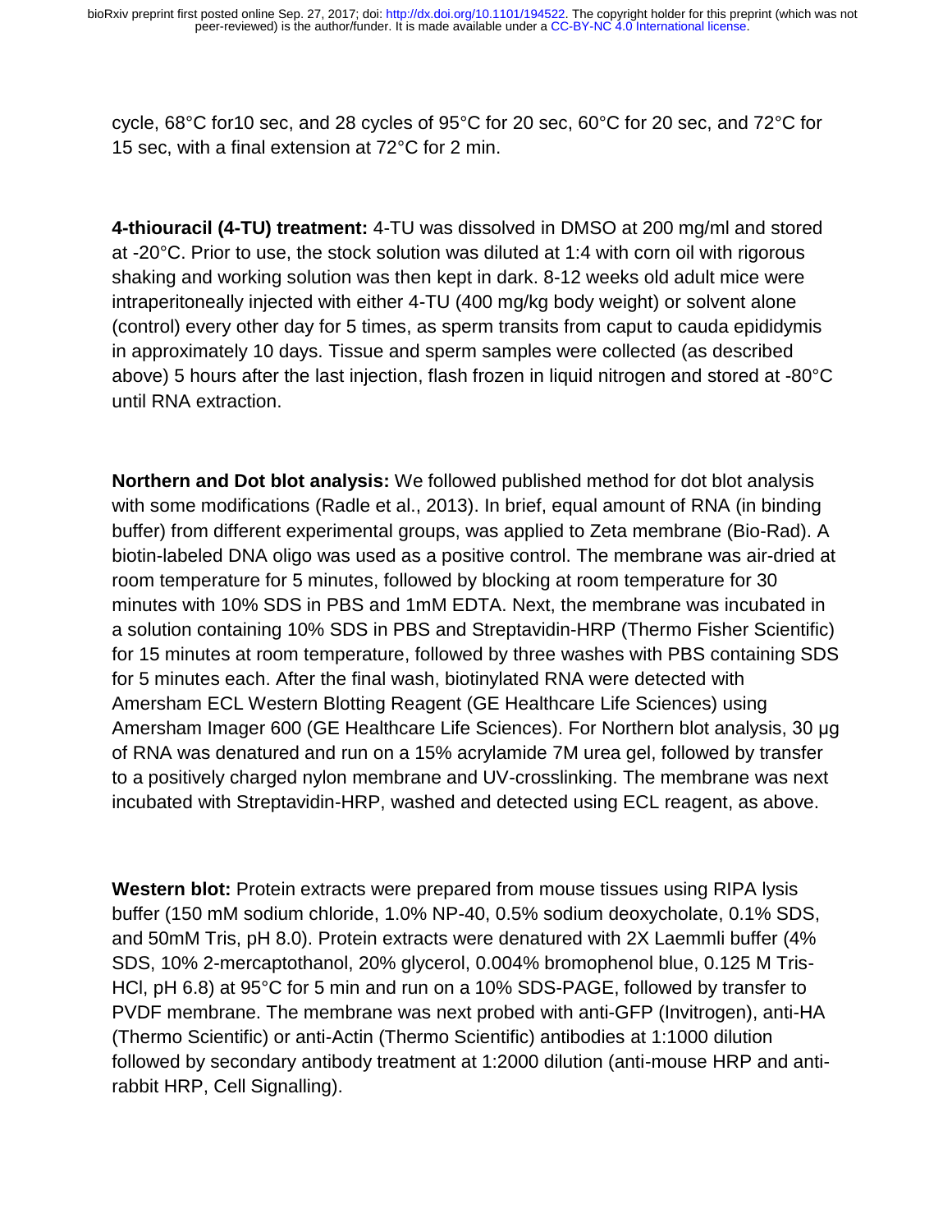cycle, 68°C for10 sec, and 28 cycles of 95°C for 20 sec, 60°C for 20 sec, and 72°C for 15 sec, with a final extension at 72°C for 2 min.

**4-thiouracil (4-TU) treatment:** 4-TU was dissolved in DMSO at 200 mg/ml and stored at -20°C. Prior to use, the stock solution was diluted at 1:4 with corn oil with rigorous shaking and working solution was then kept in dark. 8-12 weeks old adult mice were intraperitoneally injected with either 4-TU (400 mg/kg body weight) or solvent alone (control) every other day for 5 times, as sperm transits from caput to cauda epididymis in approximately 10 days. Tissue and sperm samples were collected (as described above) 5 hours after the last injection, flash frozen in liquid nitrogen and stored at -80°C until RNA extraction.

**Northern and Dot blot analysis:** We followed published method for dot blot analysis with some modifications (Radle et al., 2013). In brief, equal amount of RNA (in binding buffer) from different experimental groups, was applied to Zeta membrane (Bio-Rad). A biotin-labeled DNA oligo was used as a positive control. The membrane was air-dried at room temperature for 5 minutes, followed by blocking at room temperature for 30 minutes with 10% SDS in PBS and 1mM EDTA. Next, the membrane was incubated in a solution containing 10% SDS in PBS and Streptavidin-HRP (Thermo Fisher Scientific) for 15 minutes at room temperature, followed by three washes with PBS containing SDS for 5 minutes each. After the final wash, biotinylated RNA were detected with Amersham ECL Western Blotting Reagent (GE Healthcare Life Sciences) using Amersham Imager 600 (GE Healthcare Life Sciences). For Northern blot analysis, 30 µg of RNA was denatured and run on a 15% acrylamide 7M urea gel, followed by transfer to a positively charged nylon membrane and UV-crosslinking. The membrane was next incubated with Streptavidin-HRP, washed and detected using ECL reagent, as above.

**Western blot:** Protein extracts were prepared from mouse tissues using RIPA lysis buffer (150 mM sodium chloride, 1.0% NP-40, 0.5% sodium deoxycholate, 0.1% SDS, and 50mM Tris, pH 8.0). Protein extracts were denatured with 2X Laemmli buffer (4% SDS, 10% 2-mercaptothanol, 20% glycerol, 0.004% bromophenol blue, 0.125 M Tris-HCl, pH 6.8) at 95°C for 5 min and run on a 10% SDS-PAGE, followed by transfer to PVDF membrane. The membrane was next probed with anti-GFP (Invitrogen), anti-HA (Thermo Scientific) or anti-Actin (Thermo Scientific) antibodies at 1:1000 dilution followed by secondary antibody treatment at 1:2000 dilution (anti-mouse HRP and anti-rabbit HRP, Cell Signalling).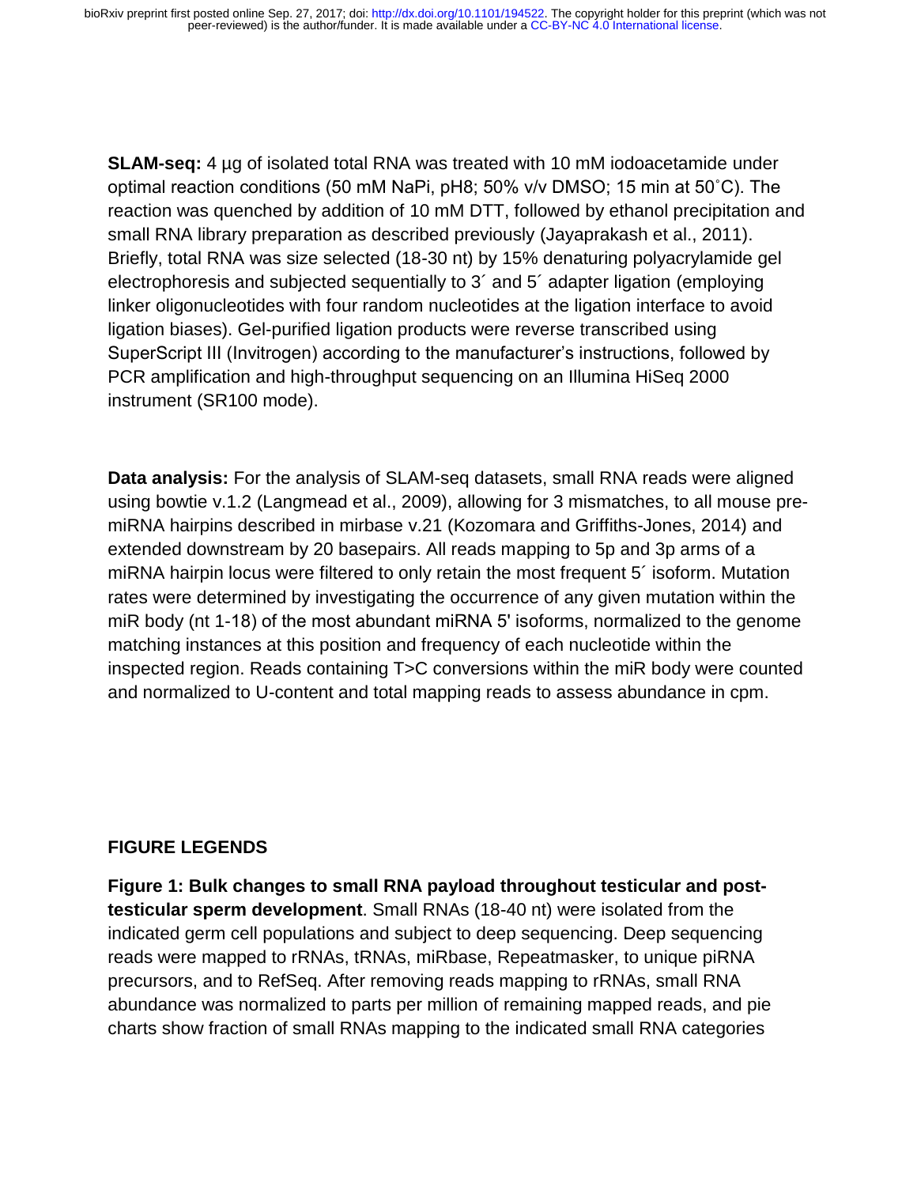**SLAM-seq:** 4 µg of isolated total RNA was treated with 10 mM iodoacetamide under optimal reaction conditions (50 mM NaPi, pH8; 50% v/v DMSO; 15 min at 50˚C). The reaction was quenched by addition of 10 mM DTT, followed by ethanol precipitation and small RNA library preparation as described previously (Jayaprakash et al., 2011). Briefly, total RNA was size selected (18-30 nt) by 15% denaturing polyacrylamide gel electrophoresis and subjected sequentially to 3´ and 5´ adapter ligation (employing linker oligonucleotides with four random nucleotides at the ligation interface to avoid ligation biases). Gel-purified ligation products were reverse transcribed using SuperScript III (Invitrogen) according to the manufacturer's instructions, followed by PCR amplification and high-throughput sequencing on an Illumina HiSeq 2000 instrument (SR100 mode).

**Data analysis:** For the analysis of SLAM-seq datasets, small RNA reads were aligned using bowtie v.1.2 (Langmead et al., 2009), allowing for 3 mismatches, to all mouse pre-miRNA hairpins described in mirbase v.21 (Kozomara and Griffiths-Jones, 2014) and extended downstream by 20 basepairs. All reads mapping to 5p and 3p arms of a miRNA hairpin locus were filtered to only retain the most frequent 5´ isoform. Mutation rates were determined by investigating the occurrence of any given mutation within the miR body (nt 1-18) of the most abundant miRNA 5' isoforms, normalized to the genome matching instances at this position and frequency of each nucleotide within the inspected region. Reads containing T>C conversions within the miR body were counted and normalized to U-content and total mapping reads to assess abundance in cpm.

## FIGURE LEGENDS

**Figure 1: Bulk changes to small RNA payload throughout testicular and post-testicular sperm development**. Small RNAs (18-40 nt) were isolated from the indicated germ cell populations and subject to deep sequencing. Deep sequencing reads were mapped to rRNAs, tRNAs, miRbase, Repeatmasker, to unique piRNA precursors, and to RefSeq. After removing reads mapping to rRNAs, small RNA abundance was normalized to parts per million of remaining mapped reads, and pie charts show fraction of small RNAs mapping to the indicated small RNA categories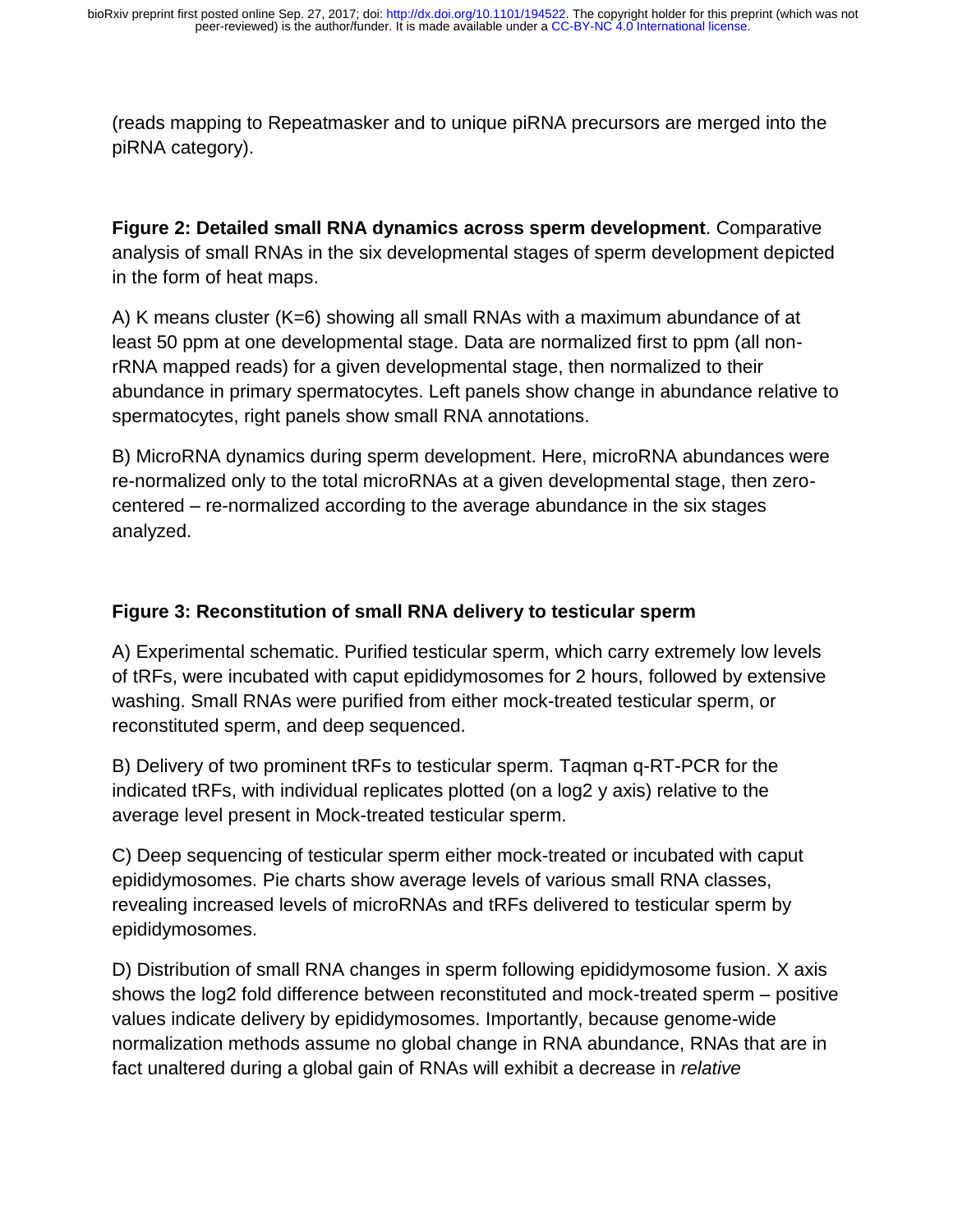(reads mapping to Repeatmasker and to unique piRNA precursors are merged into the piRNA category).

**Figure 2: Detailed small RNA dynamics across sperm development**. Comparative analysis of small RNAs in the six developmental stages of sperm development depicted in the form of heat maps.

A) K means cluster (K=6) showing all small RNAs with a maximum abundance of at least 50 ppm at one developmental stage. Data are normalized first to ppm (all non-rRNA mapped reads) for a given developmental stage, then normalized to their abundance in primary spermatocytes. Left panels show change in abundance relative to spermatocytes, right panels show small RNA annotations.

B) MicroRNA dynamics during sperm development. Here, microRNA abundances were re-normalized only to the total microRNAs at a given developmental stage, then zero-centered – re-normalized according to the average abundance in the six stages analyzed.

**Figure 3: Reconstitution of small RNA delivery to testicular sperm**

A) Experimental schematic. Purified testicular sperm, which carry extremely low levels of tRFs, were incubated with caput epididymosomes for 2 hours, followed by extensive washing. Small RNAs were purified from either mock-treated testicular sperm, or reconstituted sperm, and deep sequenced.

B) Delivery of two prominent tRFs to testicular sperm. Taqman q-RT-PCR for the indicated tRFs, with individual replicates plotted (on a log2 y axis) relative to the average level present in Mock-treated testicular sperm.

C) Deep sequencing of testicular sperm either mock-treated or incubated with caput epididymosomes. Pie charts show average levels of various small RNA classes, revealing increased levels of microRNAs and tRFs delivered to testicular sperm by epididymosomes.

D) Distribution of small RNA changes in sperm following epididymosome fusion. X axis shows the log2 fold difference between reconstituted and mock-treated sperm – positive values indicate delivery by epididymosomes. Importantly, because genome-wide normalization methods assume no global change in RNA abundance, RNAs that are in fact unaltered during a global gain of RNAs will exhibit a decrease in *relative*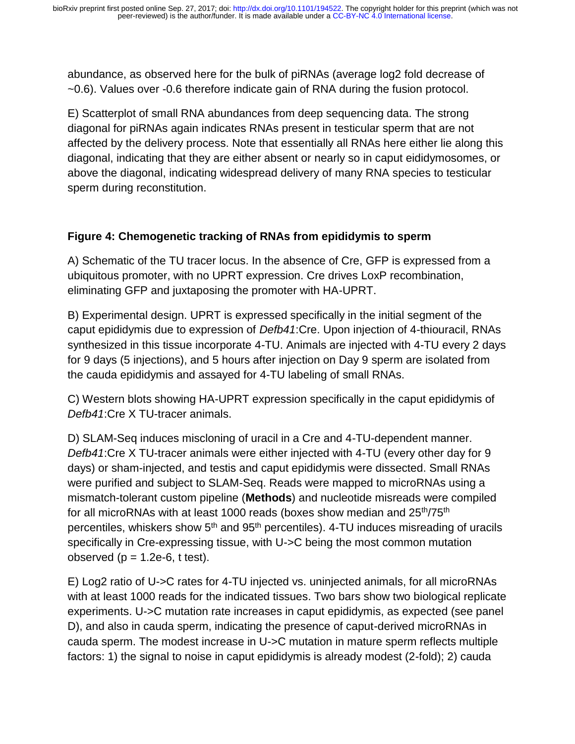abundance, as observed here for the bulk of piRNAs (average log2 fold decrease of ~0.6). Values over -0.6 therefore indicate gain of RNA during the fusion protocol.

E) Scatterplot of small RNA abundances from deep sequencing data. The strong diagonal for piRNAs again indicates RNAs present in testicular sperm that are not affected by the delivery process. Note that essentially all RNAs here either lie along this diagonal, indicating that they are either absent or nearly so in caput eididymosomes, or above the diagonal, indicating widespread delivery of many RNA species to testicular sperm during reconstitution.

**Figure 4: Chemogenetic tracking of RNAs from epididymis to sperm**

A) Schematic of the TU tracer locus. In the absence of Cre, GFP is expressed from a ubiquitous promoter, with no UPRT expression. Cre drives LoxP recombination, eliminating GFP and juxtaposing the promoter with HA-UPRT.

B) Experimental design. UPRT is expressed specifically in the initial segment of the caput epididymis due to expression of *Defb41*:Cre. Upon injection of 4-thiouracil, RNAs synthesized in this tissue incorporate 4-TU. Animals are injected with 4-TU every 2 days for 9 days (5 injections), and 5 hours after injection on Day 9 sperm are isolated from the cauda epididymis and assayed for 4-TU labeling of small RNAs.

C) Western blots showing HA-UPRT expression specifically in the caput epididymis of *Defb41*:Cre X TU-tracer animals.

D) SLAM-Seq induces miscloning of uracil in a Cre and 4-TU-dependent manner. *Defb41*:Cre X TU-tracer animals were either injected with 4-TU (every other day for 9 days) or sham-injected, and testis and caput epididymis were dissected. Small RNAs were purified and subject to SLAM-Seq. Reads were mapped to microRNAs using a mismatch-tolerant custom pipeline (**Methods**) and nucleotide misreads were compiled for all microRNAs with at least 1000 reads (boxes show median and 25$^{th}$/75$^{th}$ percentiles, whiskers show 5$^{th}$ and 95$^{th}$ percentiles). 4-TU induces misreading of uracils specifically in Cre-expressing tissue, with U->C being the most common mutation observed ($p = 1.2e\text{-}6$, t test).

E) Log2 ratio of U->C rates for 4-TU injected vs. uninjected animals, for all microRNAs with at least 1000 reads for the indicated tissues. Two bars show two biological replicate experiments. U->C mutation rate increases in caput epididymis, as expected (see panel D), and also in cauda sperm, indicating the presence of caput-derived microRNAs in cauda sperm. The modest increase in U->C mutation in mature sperm reflects multiple factors: 1) the signal to noise in caput epididymis is already modest (2-fold); 2) cauda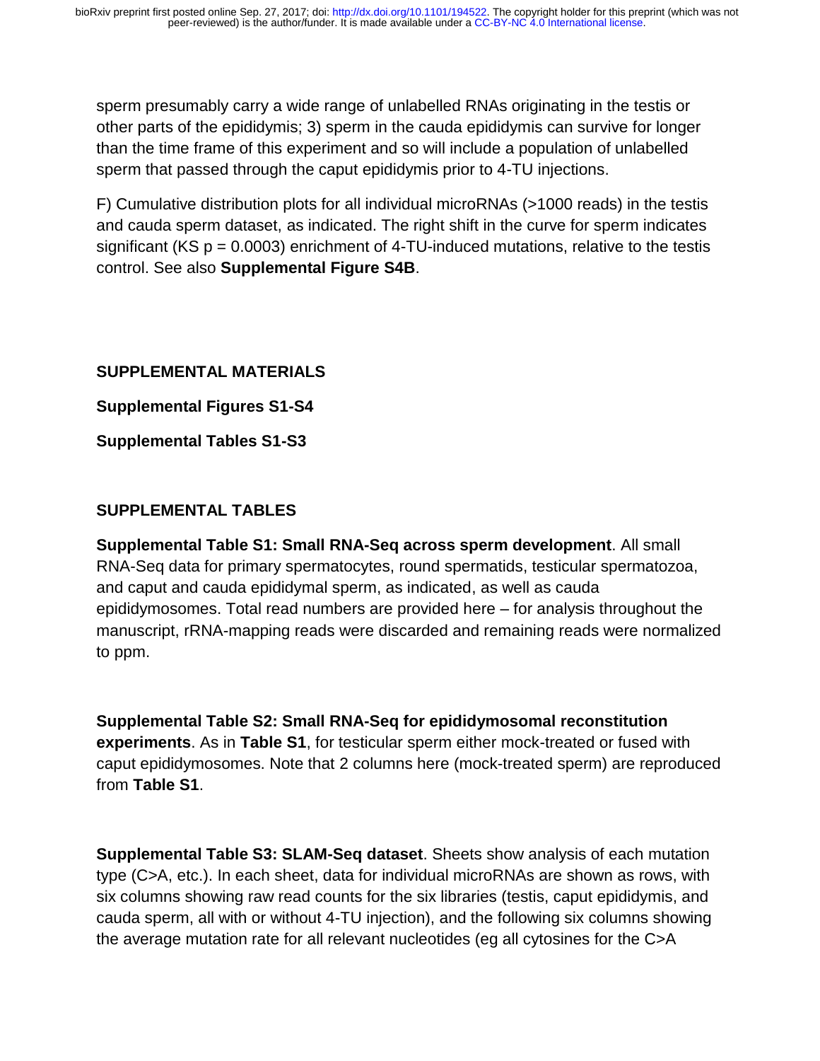sperm presumably carry a wide range of unlabelled RNAs originating in the testis or other parts of the epididymis; 3) sperm in the cauda epididymis can survive for longer than the time frame of this experiment and so will include a population of unlabelled sperm that passed through the caput epididymis prior to 4-TU injections.

F) Cumulative distribution plots for all individual microRNAs (>1000 reads) in the testis and cauda sperm dataset, as indicated. The right shift in the curve for sperm indicates significant (KS $p = 0.0003$) enrichment of 4-TU-induced mutations, relative to the testis control. See also **Supplemental Figure S4B**.

## SUPPLEMENTAL MATERIALS

**Supplemental Figures S1-S4**

**Supplemental Tables S1-S3**

## SUPPLEMENTAL TABLES

**Supplemental Table S1: Small RNA-Seq across sperm development**. All small RNA-Seq data for primary spermatocytes, round spermatids, testicular spermatozoa, and caput and cauda epididymal sperm, as indicated, as well as cauda epididymosomes. Total read numbers are provided here – for analysis throughout the manuscript, rRNA-mapping reads were discarded and remaining reads were normalized to ppm.

**Supplemental Table S2: Small RNA-Seq for epididymosomal reconstitution experiments**. As in **Table S1**, for testicular sperm either mock-treated or fused with caput epididymosomes. Note that 2 columns here (mock-treated sperm) are reproduced from **Table S1**.

**Supplemental Table S3: SLAM-Seq dataset**. Sheets show analysis of each mutation type (C>A, etc.). In each sheet, data for individual microRNAs are shown as rows, with six columns showing raw read counts for the six libraries (testis, caput epididymis, and cauda sperm, all with or without 4-TU injection), and the following six columns showing the average mutation rate for all relevant nucleotides (eg all cytosines for the C>A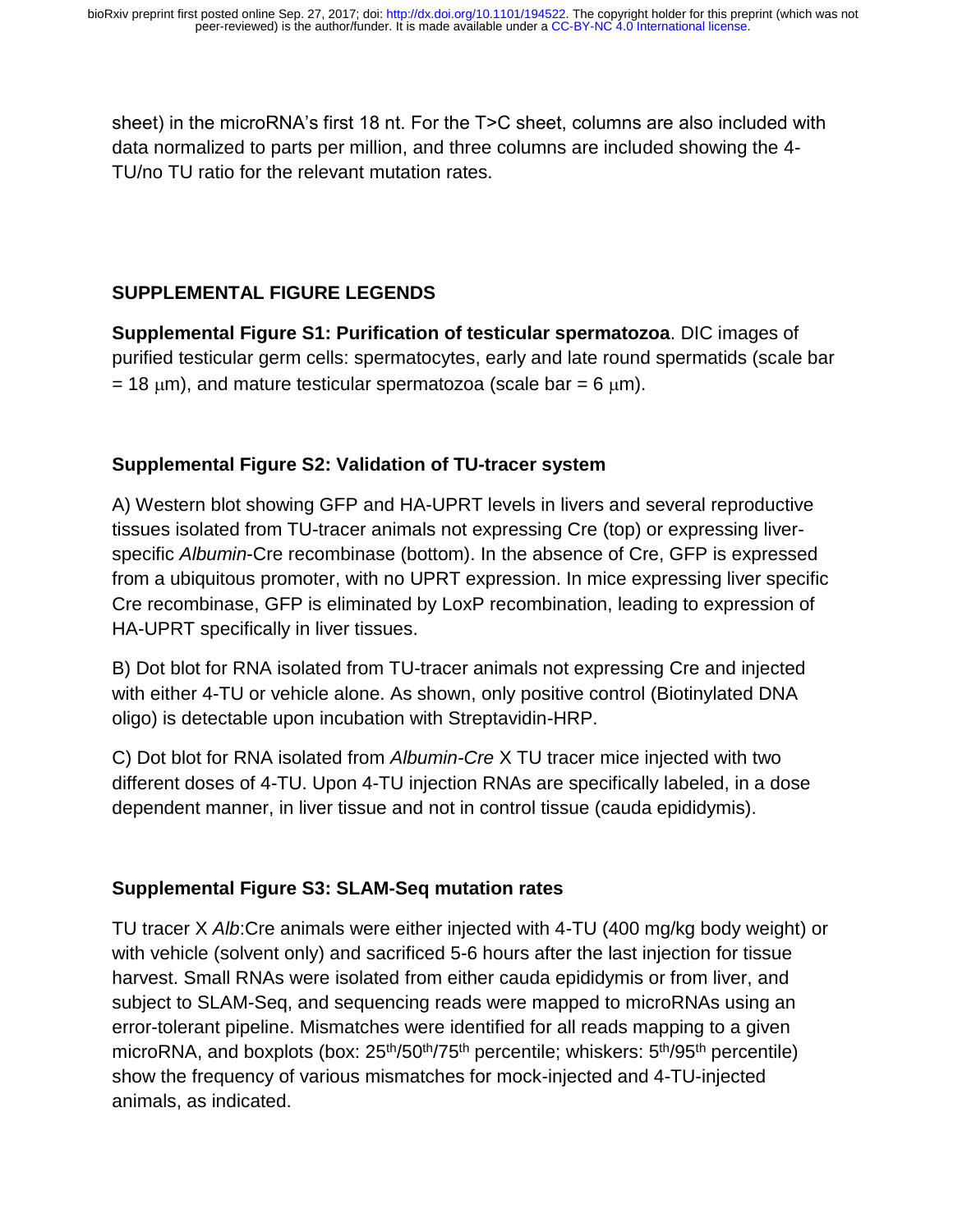sheet) in the microRNA's first 18 nt. For the T>C sheet, columns are also included with data normalized to parts per million, and three columns are included showing the 4-TU/no TU ratio for the relevant mutation rates.

## SUPPLEMENTAL FIGURE LEGENDS

**Supplemental Figure S1: Purification of testicular spermatozoa**. DIC images of purified testicular germ cells: spermatocytes, early and late round spermatids (scale bar = 18 μm), and mature testicular spermatozoa (scale bar = 6 μm).

**Supplemental Figure S2: Validation of TU-tracer system**

A) Western blot showing GFP and HA-UPRT levels in livers and several reproductive tissues isolated from TU-tracer animals not expressing Cre (top) or expressing liver-specific *Albumin*-Cre recombinase (bottom). In the absence of Cre, GFP is expressed from a ubiquitous promoter, with no UPRT expression. In mice expressing liver specific Cre recombinase, GFP is eliminated by LoxP recombination, leading to expression of HA-UPRT specifically in liver tissues.

B) Dot blot for RNA isolated from TU-tracer animals not expressing Cre and injected with either 4-TU or vehicle alone. As shown, only positive control (Biotinylated DNA oligo) is detectable upon incubation with Streptavidin-HRP.

C) Dot blot for RNA isolated from *Albumin-Cre* X TU tracer mice injected with two different doses of 4-TU. Upon 4-TU injection RNAs are specifically labeled, in a dose dependent manner, in liver tissue and not in control tissue (cauda epididymis).

**Supplemental Figure S3: SLAM-Seq mutation rates**

TU tracer X *Alb*:Cre animals were either injected with 4-TU (400 mg/kg body weight) or with vehicle (solvent only) and sacrificed 5-6 hours after the last injection for tissue harvest. Small RNAs were isolated from either cauda epididymis or from liver, and subject to SLAM-Seq, and sequencing reads were mapped to microRNAs using an error-tolerant pipeline. Mismatches were identified for all reads mapping to a given microRNA, and boxplots (box: 25th/50th/75th percentile; whiskers: 5th/95th percentile) show the frequency of various mismatches for mock-injected and 4-TU-injected animals, as indicated.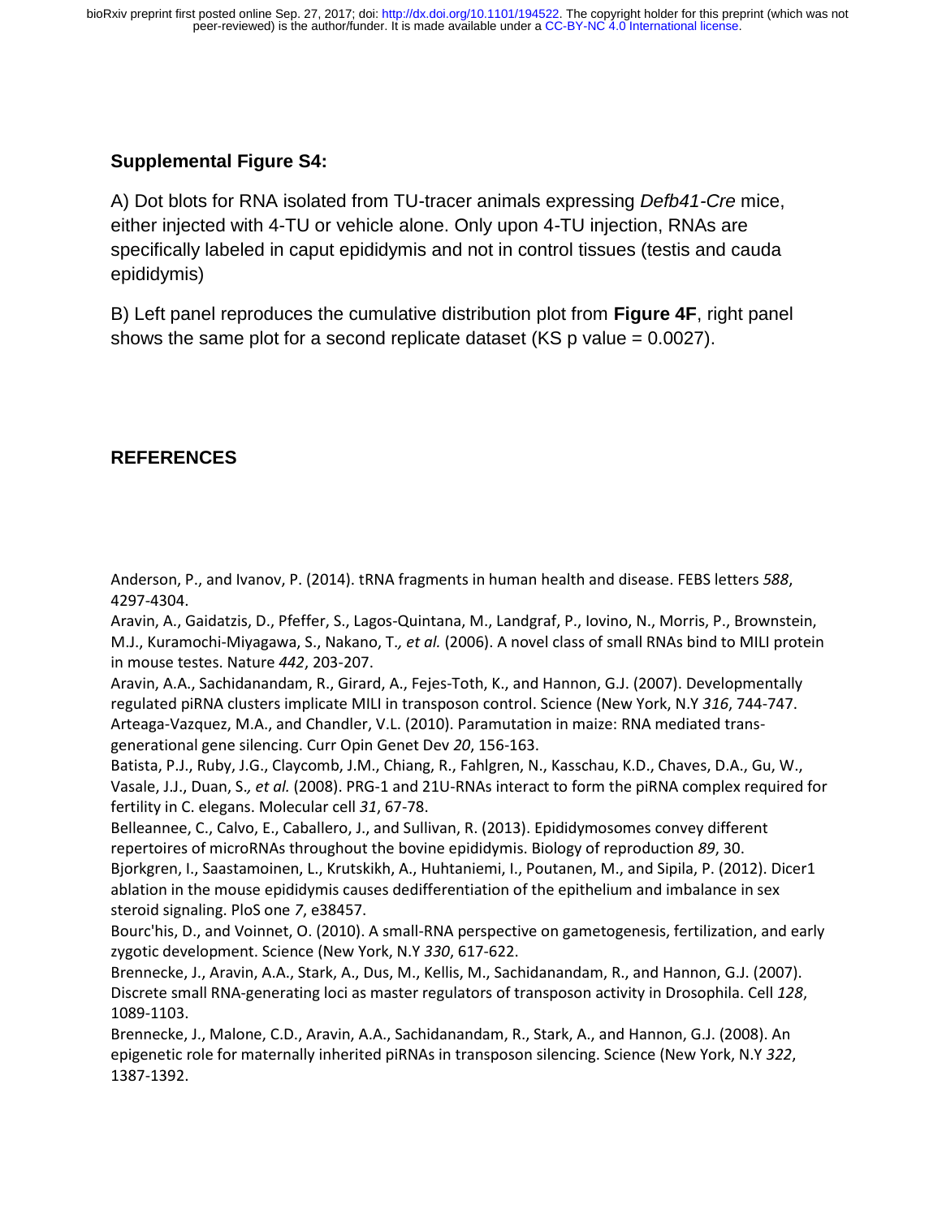**Supplemental Figure S4:**

A) Dot blots for RNA isolated from TU-tracer animals expressing *Defb41-Cre* mice, either injected with 4-TU or vehicle alone. Only upon 4-TU injection, RNAs are specifically labeled in caput epididymis and not in control tissues (testis and cauda epididymis)

B) Left panel reproduces the cumulative distribution plot from **Figure 4F**, right panel shows the same plot for a second replicate dataset (KS p value = 0.0027).

## REFERENCES

Anderson, P., and Ivanov, P. (2014). tRNA fragments in human health and disease. FEBS letters *588*, 4297-4304.

Aravin, A., Gaidatzis, D., Pfeffer, S., Lagos-Quintana, M., Landgraf, P., Iovino, N., Morris, P., Brownstein, M.J., Kuramochi-Miyagawa, S., Nakano, T*., et al.* (2006). A novel class of small RNAs bind to MILI protein in mouse testes. Nature *442*, 203-207.

Aravin, A.A., Sachidanandam, R., Girard, A., Fejes-Toth, K., and Hannon, G.J. (2007). Developmentally regulated piRNA clusters implicate MILI in transposon control. Science (New York, N.Y *316*, 744-747.

Arteaga-Vazquez, M.A., and Chandler, V.L. (2010). Paramutation in maize: RNA mediated trans-generational gene silencing. Curr Opin Genet Dev *20*, 156-163.

Batista, P.J., Ruby, J.G., Claycomb, J.M., Chiang, R., Fahlgren, N., Kasschau, K.D., Chaves, D.A., Gu, W., Vasale, J.J., Duan, S*., et al.* (2008). PRG-1 and 21U-RNAs interact to form the piRNA complex required for fertility in C. elegans. Molecular cell *31*, 67-78.

Belleannee, C., Calvo, E., Caballero, J., and Sullivan, R. (2013). Epididymosomes convey different repertoires of microRNAs throughout the bovine epididymis. Biology of reproduction *89*, 30.

Bjorkgren, I., Saastamoinen, L., Krutskikh, A., Huhtaniemi, I., Poutanen, M., and Sipila, P. (2012). Dicer1 ablation in the mouse epididymis causes dedifferentiation of the epithelium and imbalance in sex steroid signaling. PloS one *7*, e38457.

Bourc'his, D., and Voinnet, O. (2010). A small-RNA perspective on gametogenesis, fertilization, and early zygotic development. Science (New York, N.Y *330*, 617-622.

Brennecke, J., Aravin, A.A., Stark, A., Dus, M., Kellis, M., Sachidanandam, R., and Hannon, G.J. (2007). Discrete small RNA-generating loci as master regulators of transposon activity in Drosophila. Cell *128*, 1089-1103.

Brennecke, J., Malone, C.D., Aravin, A.A., Sachidanandam, R., Stark, A., and Hannon, G.J. (2008). An epigenetic role for maternally inherited piRNAs in transposon silencing. Science (New York, N.Y *322*, 1387-1392.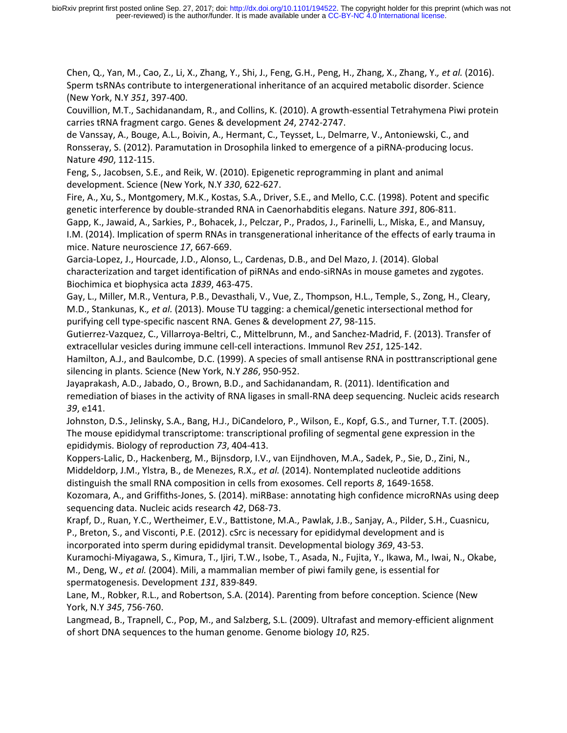Chen, Q., Yan, M., Cao, Z., Li, X., Zhang, Y., Shi, J., Feng, G.H., Peng, H., Zhang, X., Zhang, Y.*, et al.* (2016). Sperm tsRNAs contribute to intergenerational inheritance of an acquired metabolic disorder. Science (New York, N.Y *351*, 397-400.

Couvillion, M.T., Sachidanandam, R., and Collins, K. (2010). A growth-essential Tetrahymena Piwi protein carries tRNA fragment cargo. Genes & development *24*, 2742-2747.

de Vanssay, A., Bouge, A.L., Boivin, A., Hermant, C., Teysset, L., Delmarre, V., Antoniewski, C., and Ronsseray, S. (2012). Paramutation in Drosophila linked to emergence of a piRNA-producing locus. Nature *490*, 112-115.

Feng, S., Jacobsen, S.E., and Reik, W. (2010). Epigenetic reprogramming in plant and animal development. Science (New York, N.Y *330*, 622-627.

Fire, A., Xu, S., Montgomery, M.K., Kostas, S.A., Driver, S.E., and Mello, C.C. (1998). Potent and specific genetic interference by double-stranded RNA in Caenorhabditis elegans. Nature *391*, 806-811.

Gapp, K., Jawaid, A., Sarkies, P., Bohacek, J., Pelczar, P., Prados, J., Farinelli, L., Miska, E., and Mansuy, I.M. (2014). Implication of sperm RNAs in transgenerational inheritance of the effects of early trauma in mice. Nature neuroscience *17*, 667-669.

Garcia-Lopez, J., Hourcade, J.D., Alonso, L., Cardenas, D.B., and Del Mazo, J. (2014). Global characterization and target identification of piRNAs and endo-siRNAs in mouse gametes and zygotes. Biochimica et biophysica acta *1839*, 463-475.

Gay, L., Miller, M.R., Ventura, P.B., Devasthali, V., Vue, Z., Thompson, H.L., Temple, S., Zong, H., Cleary, M.D., Stankunas, K.*, et al.* (2013). Mouse TU tagging: a chemical/genetic intersectional method for purifying cell type-specific nascent RNA. Genes & development *27*, 98-115.

Gutierrez-Vazquez, C., Villarroya-Beltri, C., Mittelbrunn, M., and Sanchez-Madrid, F. (2013). Transfer of extracellular vesicles during immune cell-cell interactions. Immunol Rev *251*, 125-142.

Hamilton, A.J., and Baulcombe, D.C. (1999). A species of small antisense RNA in posttranscriptional gene silencing in plants. Science (New York, N.Y *286*, 950-952.

Jayaprakash, A.D., Jabado, O., Brown, B.D., and Sachidanandam, R. (2011). Identification and remediation of biases in the activity of RNA ligases in small-RNA deep sequencing. Nucleic acids research *39*, e141.

Johnston, D.S., Jelinsky, S.A., Bang, H.J., DiCandeloro, P., Wilson, E., Kopf, G.S., and Turner, T.T. (2005). The mouse epididymal transcriptome: transcriptional profiling of segmental gene expression in the epididymis. Biology of reproduction *73*, 404-413.

Koppers-Lalic, D., Hackenberg, M., Bijnsdorp, I.V., van Eijndhoven, M.A., Sadek, P., Sie, D., Zini, N., Middeldorp, J.M., Ylstra, B., de Menezes, R.X.*, et al.* (2014). Nontemplated nucleotide additions distinguish the small RNA composition in cells from exosomes. Cell reports *8*, 1649-1658.

Kozomara, A., and Griffiths-Jones, S. (2014). miRBase: annotating high confidence microRNAs using deep sequencing data. Nucleic acids research *42*, D68-73.

Krapf, D., Ruan, Y.C., Wertheimer, E.V., Battistone, M.A., Pawlak, J.B., Sanjay, A., Pilder, S.H., Cuasnicu, P., Breton, S., and Visconti, P.E. (2012). cSrc is necessary for epididymal development and is incorporated into sperm during epididymal transit. Developmental biology *369*, 43-53.

Kuramochi-Miyagawa, S., Kimura, T., Ijiri, T.W., Isobe, T., Asada, N., Fujita, Y., Ikawa, M., Iwai, N., Okabe, M., Deng, W.*, et al.* (2004). Mili, a mammalian member of piwi family gene, is essential for spermatogenesis. Development *131*, 839-849.

Lane, M., Robker, R.L., and Robertson, S.A. (2014). Parenting from before conception. Science (New York, N.Y *345*, 756-760.

Langmead, B., Trapnell, C., Pop, M., and Salzberg, S.L. (2009). Ultrafast and memory-efficient alignment of short DNA sequences to the human genome. Genome biology *10*, R25.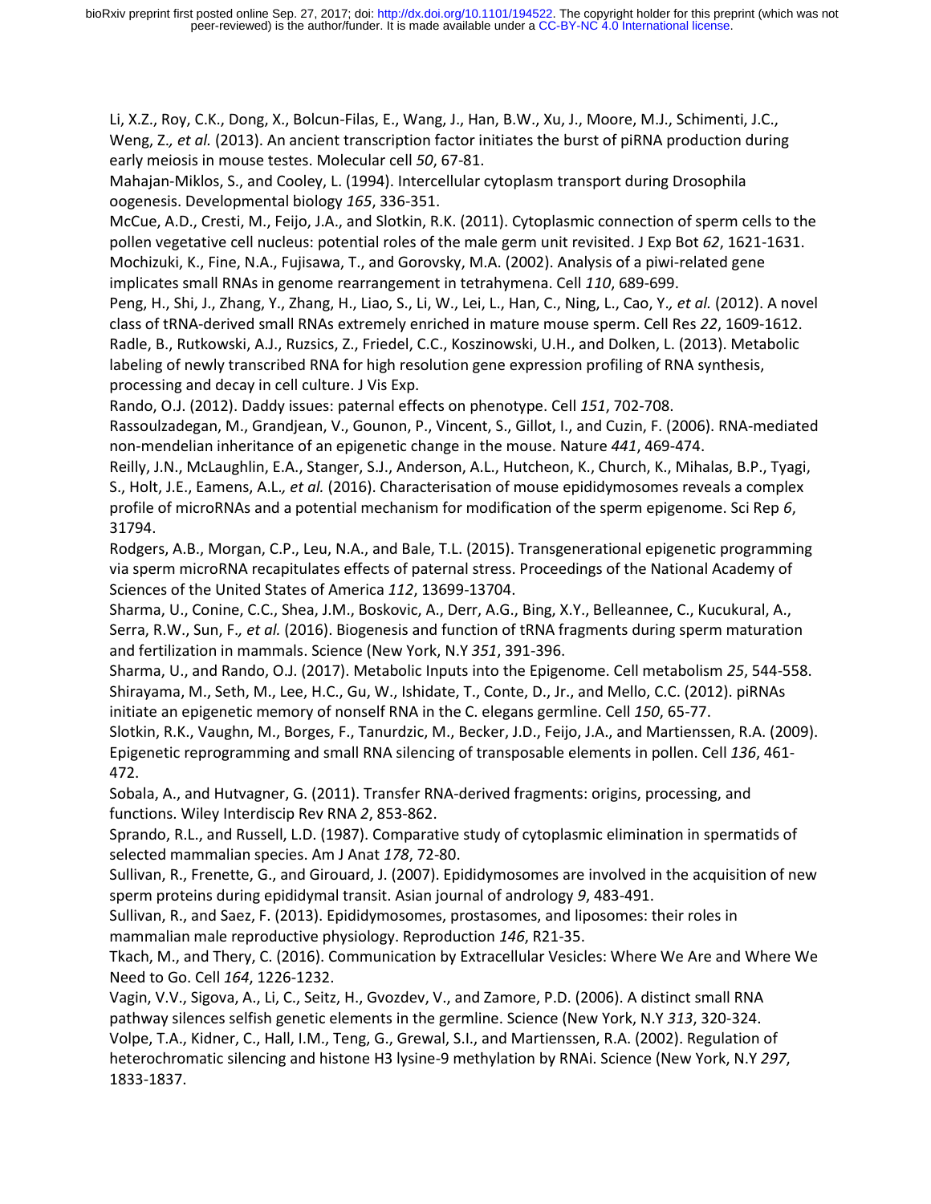Li, X.Z., Roy, C.K., Dong, X., Bolcun-Filas, E., Wang, J., Han, B.W., Xu, J., Moore, M.J., Schimenti, J.C., Weng, Z.*, et al.* (2013). An ancient transcription factor initiates the burst of piRNA production during early meiosis in mouse testes. Molecular cell *50*, 67-81.

Mahajan-Miklos, S., and Cooley, L. (1994). Intercellular cytoplasm transport during Drosophila oogenesis. Developmental biology *165*, 336-351.

McCue, A.D., Cresti, M., Feijo, J.A., and Slotkin, R.K. (2011). Cytoplasmic connection of sperm cells to the pollen vegetative cell nucleus: potential roles of the male germ unit revisited. J Exp Bot *62*, 1621-1631.

Mochizuki, K., Fine, N.A., Fujisawa, T., and Gorovsky, M.A. (2002). Analysis of a piwi-related gene implicates small RNAs in genome rearrangement in tetrahymena. Cell *110*, 689-699.

Peng, H., Shi, J., Zhang, Y., Zhang, H., Liao, S., Li, W., Lei, L., Han, C., Ning, L., Cao, Y.*, et al.* (2012). A novel class of tRNA-derived small RNAs extremely enriched in mature mouse sperm. Cell Res *22*, 1609-1612.

Radle, B., Rutkowski, A.J., Ruzsics, Z., Friedel, C.C., Koszinowski, U.H., and Dolken, L. (2013). Metabolic labeling of newly transcribed RNA for high resolution gene expression profiling of RNA synthesis, processing and decay in cell culture. J Vis Exp.

Rando, O.J. (2012). Daddy issues: paternal effects on phenotype. Cell *151*, 702-708.

Rassoulzadegan, M., Grandjean, V., Gounon, P., Vincent, S., Gillot, I., and Cuzin, F. (2006). RNA-mediated non-mendelian inheritance of an epigenetic change in the mouse. Nature *441*, 469-474.

Reilly, J.N., McLaughlin, E.A., Stanger, S.J., Anderson, A.L., Hutcheon, K., Church, K., Mihalas, B.P., Tyagi, S., Holt, J.E., Eamens, A.L.*, et al.* (2016). Characterisation of mouse epididymosomes reveals a complex profile of microRNAs and a potential mechanism for modification of the sperm epigenome. Sci Rep *6*, 31794.

Rodgers, A.B., Morgan, C.P., Leu, N.A., and Bale, T.L. (2015). Transgenerational epigenetic programming via sperm microRNA recapitulates effects of paternal stress. Proceedings of the National Academy of Sciences of the United States of America *112*, 13699-13704.

Sharma, U., Conine, C.C., Shea, J.M., Boskovic, A., Derr, A.G., Bing, X.Y., Belleannee, C., Kucukural, A., Serra, R.W., Sun, F.*, et al.* (2016). Biogenesis and function of tRNA fragments during sperm maturation and fertilization in mammals. Science (New York, N.Y *351*, 391-396.

Sharma, U., and Rando, O.J. (2017). Metabolic Inputs into the Epigenome. Cell metabolism *25*, 544-558.

Shirayama, M., Seth, M., Lee, H.C., Gu, W., Ishidate, T., Conte, D., Jr., and Mello, C.C. (2012). piRNAs initiate an epigenetic memory of nonself RNA in the C. elegans germline. Cell *150*, 65-77.

Slotkin, R.K., Vaughn, M., Borges, F., Tanurdzic, M., Becker, J.D., Feijo, J.A., and Martienssen, R.A. (2009). Epigenetic reprogramming and small RNA silencing of transposable elements in pollen. Cell *136*, 461-472.

Sobala, A., and Hutvagner, G. (2011). Transfer RNA-derived fragments: origins, processing, and functions. Wiley Interdiscip Rev RNA *2*, 853-862.

Sprando, R.L., and Russell, L.D. (1987). Comparative study of cytoplasmic elimination in spermatids of selected mammalian species. Am J Anat *178*, 72-80.

Sullivan, R., Frenette, G., and Girouard, J. (2007). Epididymosomes are involved in the acquisition of new sperm proteins during epididymal transit. Asian journal of andrology *9*, 483-491.

Sullivan, R., and Saez, F. (2013). Epididymosomes, prostasomes, and liposomes: their roles in mammalian male reproductive physiology. Reproduction *146*, R21-35.

Tkach, M., and Thery, C. (2016). Communication by Extracellular Vesicles: Where We Are and Where We Need to Go. Cell *164*, 1226-1232.

Vagin, V.V., Sigova, A., Li, C., Seitz, H., Gvozdev, V., and Zamore, P.D. (2006). A distinct small RNA pathway silences selfish genetic elements in the germline. Science (New York, N.Y *313*, 320-324.

Volpe, T.A., Kidner, C., Hall, I.M., Teng, G., Grewal, S.I., and Martienssen, R.A. (2002). Regulation of heterochromatic silencing and histone H3 lysine-9 methylation by RNAi. Science (New York, N.Y *297*, 1833-1837.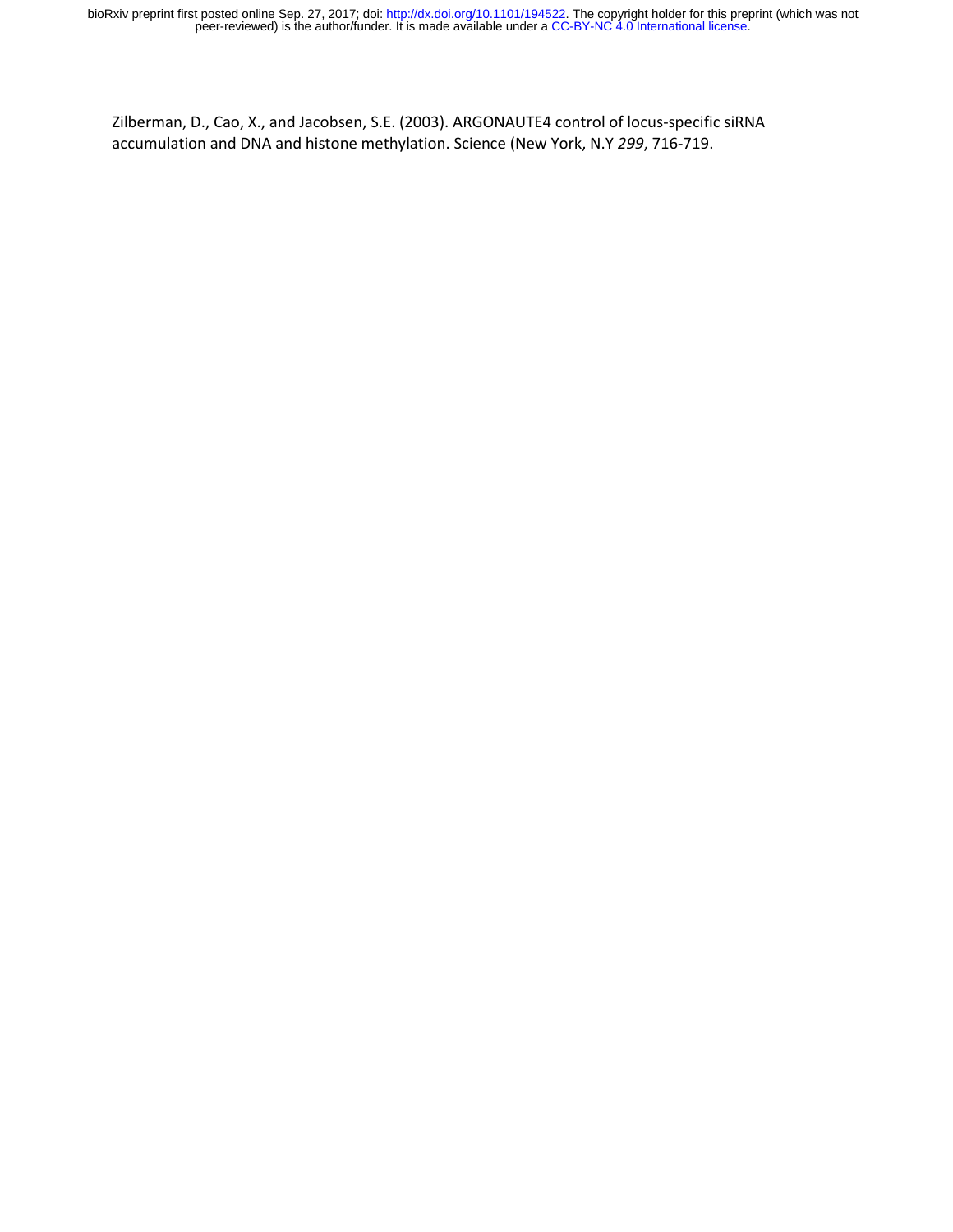Zilberman, D., Cao, X., and Jacobsen, S.E. (2003). ARGONAUTE4 control of locus-specific siRNA accumulation and DNA and histone methylation. Science (New York, N.Y *299*, 716-719.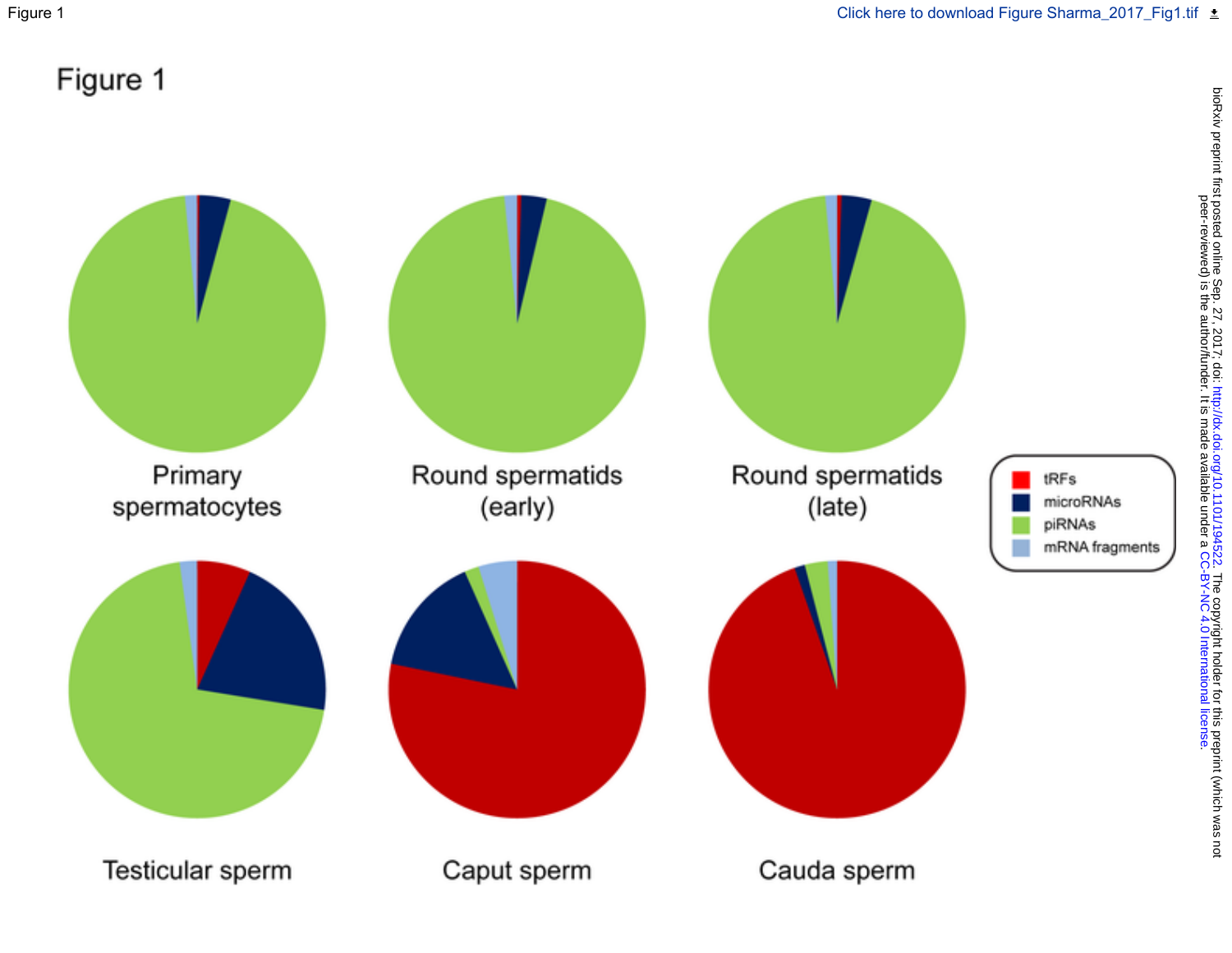# Figure 1

Primary spermatocytes

Round spermatids (early)

Round spermatids (late)

Testicular sperm

Caput sperm

Cauda sperm

tRFs
microRNAs
piRNAs
mRNA fragments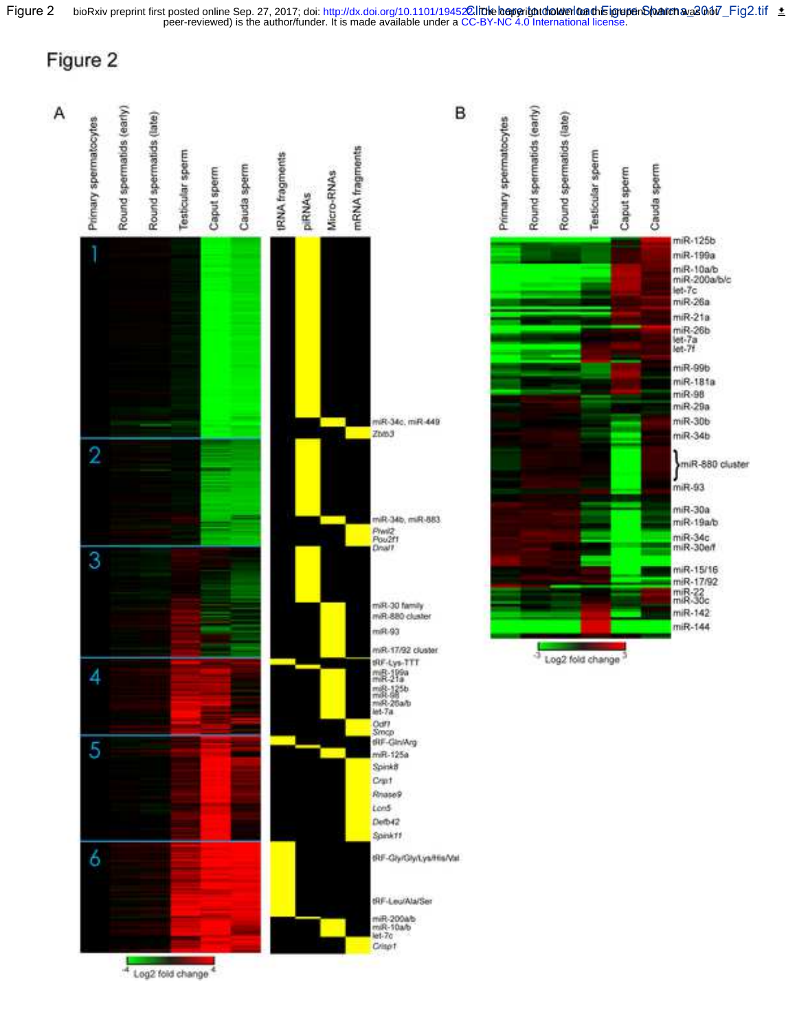# Figure 2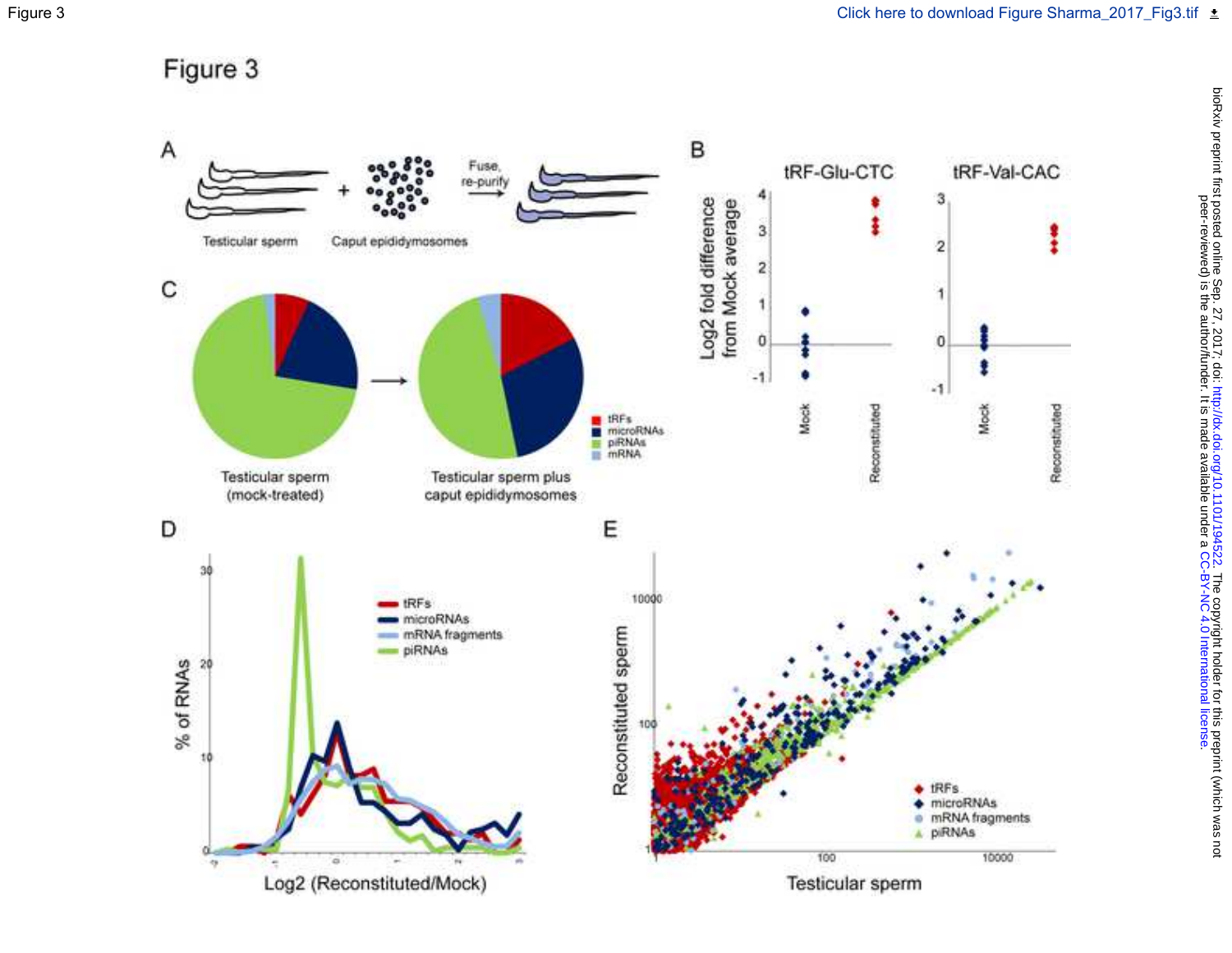Figure 3

Click here to download Figure Sharma_2017_Fig3.tif

# Figure 3

A

Testicular sperm + Caput epididymosomes → Fuse, re-purify

B

tRF-Glu-CTC

tRF-Val-CAC

Log2 fold difference from Mock average

Mock Reconstituted

C

Testicular sperm (mock-treated) → Testicular sperm plus caput epididymosomes

tRFs
microRNAs
piRNAs
mRNA

D

% of RNAs

Log2 (Reconstituted/Mock)

tRFs
microRNAs
mRNA fragments
piRNAs

E

Reconstituted sperm

Testicular sperm

tRFs
microRNAs
mRNA fragments
piRNAs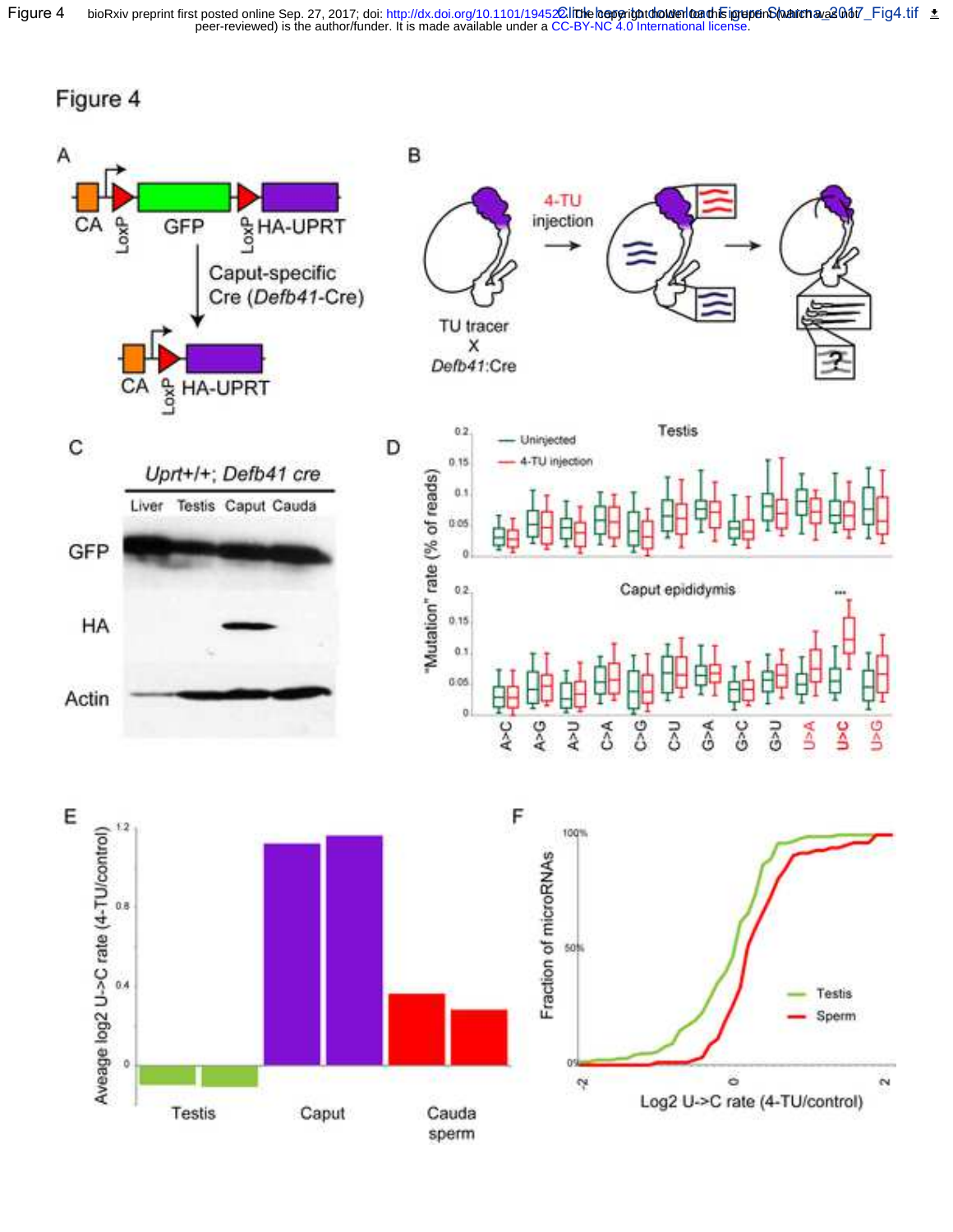# Figure 4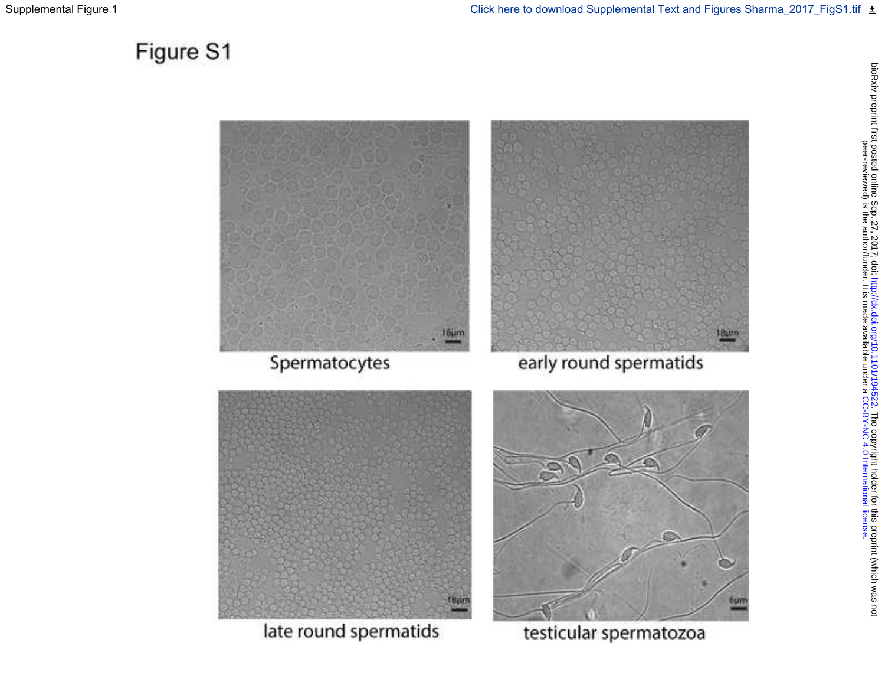# Figure S1

Spermatocytes

early round spermatids

late round spermatids

testicular spermatozoa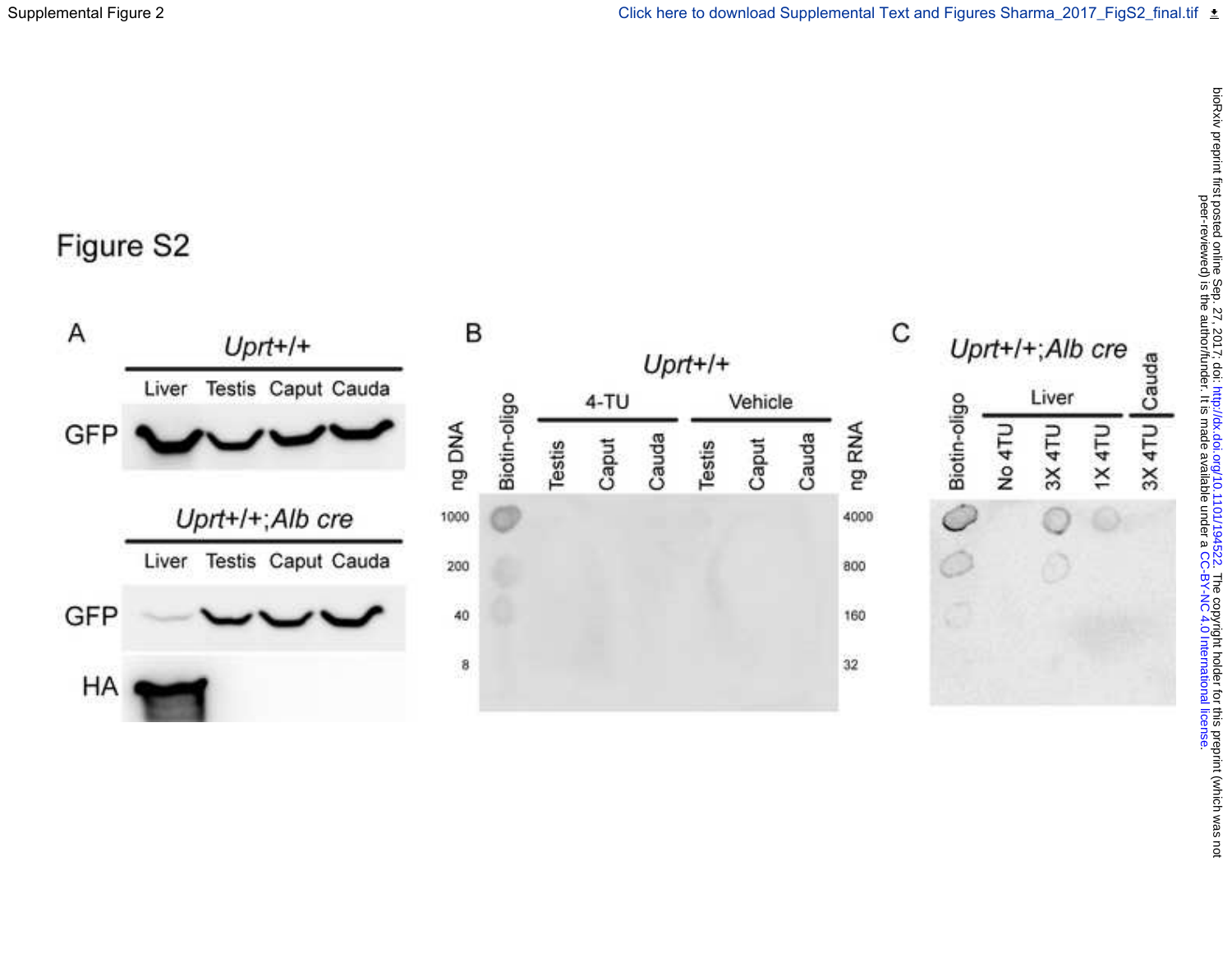# Figure S2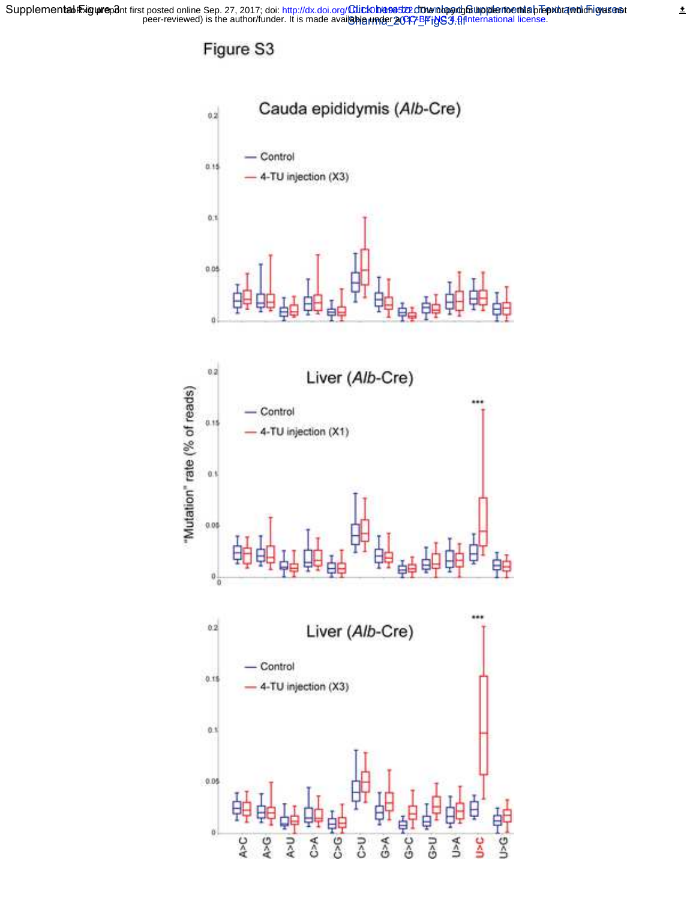Figure S3

Cauda epididymis (*Alb*-Cre)

Liver (*Alb*-Cre)

Liver (*Alb*-Cre)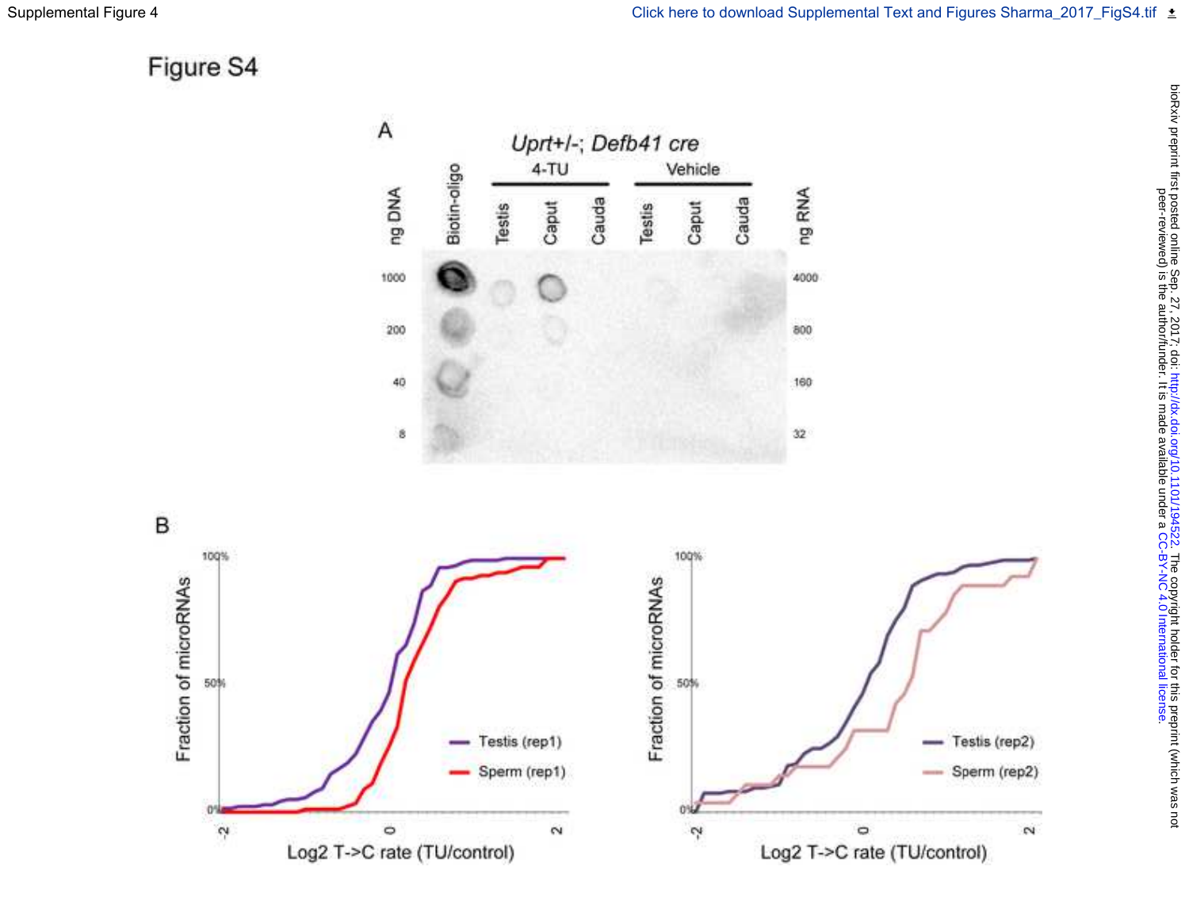# Figure S4

A

*Uprt+/-; Defb41 cre*

4-TU

Vehicle

ng DNA

Biotin-oligo

Testis

Caput

Cauda

Testis

Caput

Cauda

ng RNA

1000

200

40

8

4000

800

160

32

B

Fraction of microRNAs

100%

50%

0%

-2

0

2

Log2 T->C rate (TU/control)

Testis (rep1)

Sperm (rep1)

Fraction of microRNAs

100%

50%

0%

-2

0

2

Log2 T->C rate (TU/control)

Testis (rep2)

Sperm (rep2)